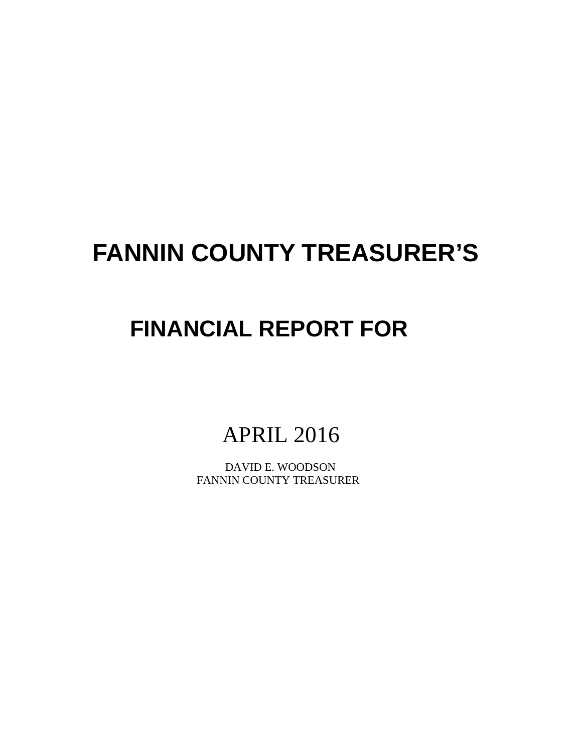# FANNIN COUNTY TREASURER'S

# FINANCIAL REPORT FOR

## APRIL 2016

DAVID E. WOODSON
FANNIN COUNTY TREASURER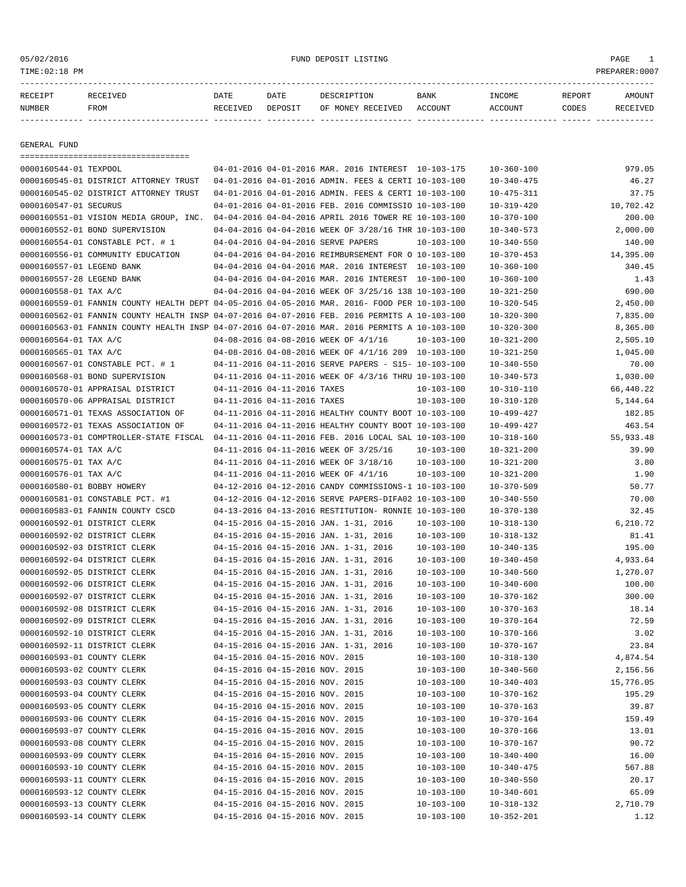05/02/2016 FUND DEPOSIT LISTING

TIME:02:18 PM PREPARER:0007

| RECEIPT NUMBER | RECEIVED FROM | DATE RECEIVED | DATE DEPOSIT | DESCRIPTION OF MONEY RECEIVED | BANK ACCOUNT | INCOME ACCOUNT | REPORT CODES | AMOUNT RECEIVED |
|---|---|---|---|---|---|---|---|---|

## GENERAL FUND

| RECEIPT NUMBER | RECEIVED FROM | DATE RECEIVED | DATE DEPOSIT | DESCRIPTION OF MONEY RECEIVED | BANK ACCOUNT | INCOME ACCOUNT | REPORT CODES | AMOUNT RECEIVED |
|---|---|---|---|---|---|---|---|---|
| 0000160544-01 | TEXPOOL | 04-01-2016 | 04-01-2016 | MAR. 2016 INTEREST | 10-103-175 | 10-360-100 | | 979.05 |
| 0000160545-01 | DISTRICT ATTORNEY TRUST | 04-01-2016 | 04-01-2016 | ADMIN. FEES & CERTI | 10-103-100 | 10-340-475 | | 46.27 |
| 0000160545-02 | DISTRICT ATTORNEY TRUST | 04-01-2016 | 04-01-2016 | ADMIN. FEES & CERTI | 10-103-100 | 10-475-311 | | 37.75 |
| 0000160547-01 | SECURUS | 04-01-2016 | 04-01-2016 | FEB. 2016 COMMISSIO | 10-103-100 | 10-319-420 | | 10,702.42 |
| 0000160551-01 | VISION MEDIA GROUP, INC. | 04-04-2016 | 04-04-2016 | APRIL 2016 TOWER RE | 10-103-100 | 10-370-100 | | 200.00 |
| 0000160552-01 | BOND SUPERVISION | 04-04-2016 | 04-04-2016 | WEEK OF 3/28/16 THR | 10-103-100 | 10-340-573 | | 2,000.00 |
| 0000160554-01 | CONSTABLE PCT. # 1 | 04-04-2016 | 04-04-2016 | SERVE PAPERS | 10-103-100 | 10-340-550 | | 140.00 |
| 0000160556-01 | COMMUNITY EDUCATION | 04-04-2016 | 04-04-2016 | REIMBURSEMENT FOR O | 10-103-100 | 10-370-453 | | 14,395.00 |
| 0000160557-01 | LEGEND BANK | 04-04-2016 | 04-04-2016 | MAR. 2016 INTEREST | 10-103-100 | 10-360-100 | | 340.45 |
| 0000160557-28 | LEGEND BANK | 04-04-2016 | 04-04-2016 | MAR. 2016 INTEREST | 10-100-100 | 10-360-100 | | 1.43 |
| 0000160558-01 | TAX A/C | 04-04-2016 | 04-04-2016 | WEEK OF 3/25/16 138 | 10-103-100 | 10-321-250 | | 690.00 |
| 0000160559-01 | FANNIN COUNTY HEALTH DEPT | 04-05-2016 | 04-05-2016 | MAR. 2016- FOOD PER | 10-103-100 | 10-320-545 | | 2,450.00 |
| 0000160562-01 | FANNIN COUNTY HEALTH INSP | 04-07-2016 | 04-07-2016 | FEB. 2016 PERMITS A | 10-103-100 | 10-320-300 | | 7,835.00 |
| 0000160563-01 | FANNIN COUNTY HEALTH INSP | 04-07-2016 | 04-07-2016 | MAR. 2016 PERMITS A | 10-103-100 | 10-320-300 | | 8,365.00 |
| 0000160564-01 | TAX A/C | 04-08-2016 | 04-08-2016 | WEEK OF 4/1/16 | 10-103-100 | 10-321-200 | | 2,505.10 |
| 0000160565-01 | TAX A/C | 04-08-2016 | 04-08-2016 | WEEK OF 4/1/16 209 | 10-103-100 | 10-321-250 | | 1,045.00 |
| 0000160567-01 | CONSTABLE PCT. # 1 | 04-11-2016 | 04-11-2016 | SERVE PAPERS - S15- | 10-103-100 | 10-340-550 | | 70.00 |
| 0000160568-01 | BOND SUPERVISION | 04-11-2016 | 04-11-2016 | WEEK OF 4/3/16 THRU | 10-103-100 | 10-340-573 | | 1,030.00 |
| 0000160570-01 | APPRAISAL DISTRICT | 04-11-2016 | 04-11-2016 | TAXES | 10-103-100 | 10-310-110 | | 66,440.22 |
| 0000160570-06 | APPRAISAL DISTRICT | 04-11-2016 | 04-11-2016 | TAXES | 10-103-100 | 10-310-120 | | 5,144.64 |
| 0000160571-01 | TEXAS ASSOCIATION OF | 04-11-2016 | 04-11-2016 | HEALTHY COUNTY BOOT | 10-103-100 | 10-499-427 | | 182.85 |
| 0000160572-01 | TEXAS ASSOCIATION OF | 04-11-2016 | 04-11-2016 | HEALTHY COUNTY BOOT | 10-103-100 | 10-499-427 | | 463.54 |
| 0000160573-01 | COMPTROLLER-STATE FISCAL | 04-11-2016 | 04-11-2016 | FEB. 2016 LOCAL SAL | 10-103-100 | 10-318-160 | | 55,933.48 |
| 0000160574-01 | TAX A/C | 04-11-2016 | 04-11-2016 | WEEK OF 3/25/16 | 10-103-100 | 10-321-200 | | 39.90 |
| 0000160575-01 | TAX A/C | 04-11-2016 | 04-11-2016 | WEEK OF 3/18/16 | 10-103-100 | 10-321-200 | | 3.80 |
| 0000160576-01 | TAX A/C | 04-11-2016 | 04-11-2016 | WEEK OF 4/1/16 | 10-103-100 | 10-321-200 | | 1.90 |
| 0000160580-01 | BOBBY HOWERY | 04-12-2016 | 04-12-2016 | CANDY COMMISSIONS-1 | 10-103-100 | 10-370-509 | | 50.77 |
| 0000160581-01 | CONSTABLE PCT. #1 | 04-12-2016 | 04-12-2016 | SERVE PAPERS-DIFA02 | 10-103-100 | 10-340-550 | | 70.00 |
| 0000160583-01 | FANNIN COUNTY CSCD | 04-13-2016 | 04-13-2016 | RESTITUTION- RONNIE | 10-103-100 | 10-370-130 | | 32.45 |
| 0000160592-01 | DISTRICT CLERK | 04-15-2016 | 04-15-2016 | JAN. 1-31, 2016 | 10-103-100 | 10-318-130 | | 6,210.72 |
| 0000160592-02 | DISTRICT CLERK | 04-15-2016 | 04-15-2016 | JAN. 1-31, 2016 | 10-103-100 | 10-318-132 | | 81.41 |
| 0000160592-03 | DISTRICT CLERK | 04-15-2016 | 04-15-2016 | JAN. 1-31, 2016 | 10-103-100 | 10-340-135 | | 195.00 |
| 0000160592-04 | DISTRICT CLERK | 04-15-2016 | 04-15-2016 | JAN. 1-31, 2016 | 10-103-100 | 10-340-450 | | 4,933.64 |
| 0000160592-05 | DISTRICT CLERK | 04-15-2016 | 04-15-2016 | JAN. 1-31, 2016 | 10-103-100 | 10-340-560 | | 1,270.07 |
| 0000160592-06 | DISTRICT CLERK | 04-15-2016 | 04-15-2016 | JAN. 1-31, 2016 | 10-103-100 | 10-340-600 | | 100.00 |
| 0000160592-07 | DISTRICT CLERK | 04-15-2016 | 04-15-2016 | JAN. 1-31, 2016 | 10-103-100 | 10-370-162 | | 300.00 |
| 0000160592-08 | DISTRICT CLERK | 04-15-2016 | 04-15-2016 | JAN. 1-31, 2016 | 10-103-100 | 10-370-163 | | 18.14 |
| 0000160592-09 | DISTRICT CLERK | 04-15-2016 | 04-15-2016 | JAN. 1-31, 2016 | 10-103-100 | 10-370-164 | | 72.59 |
| 0000160592-10 | DISTRICT CLERK | 04-15-2016 | 04-15-2016 | JAN. 1-31, 2016 | 10-103-100 | 10-370-166 | | 3.02 |
| 0000160592-11 | DISTRICT CLERK | 04-15-2016 | 04-15-2016 | JAN. 1-31, 2016 | 10-103-100 | 10-370-167 | | 23.84 |
| 0000160593-01 | COUNTY CLERK | 04-15-2016 | 04-15-2016 | NOV. 2015 | 10-103-100 | 10-318-130 | | 4,874.54 |
| 0000160593-02 | COUNTY CLERK | 04-15-2016 | 04-15-2016 | NOV. 2015 | 10-103-100 | 10-340-560 | | 2,156.56 |
| 0000160593-03 | COUNTY CLERK | 04-15-2016 | 04-15-2016 | NOV. 2015 | 10-103-100 | 10-340-403 | | 15,776.05 |
| 0000160593-04 | COUNTY CLERK | 04-15-2016 | 04-15-2016 | NOV. 2015 | 10-103-100 | 10-370-162 | | 195.29 |
| 0000160593-05 | COUNTY CLERK | 04-15-2016 | 04-15-2016 | NOV. 2015 | 10-103-100 | 10-370-163 | | 39.87 |
| 0000160593-06 | COUNTY CLERK | 04-15-2016 | 04-15-2016 | NOV. 2015 | 10-103-100 | 10-370-164 | | 159.49 |
| 0000160593-07 | COUNTY CLERK | 04-15-2016 | 04-15-2016 | NOV. 2015 | 10-103-100 | 10-370-166 | | 13.01 |
| 0000160593-08 | COUNTY CLERK | 04-15-2016 | 04-15-2016 | NOV. 2015 | 10-103-100 | 10-370-167 | | 90.72 |
| 0000160593-09 | COUNTY CLERK | 04-15-2016 | 04-15-2016 | NOV. 2015 | 10-103-100 | 10-340-400 | | 16.00 |
| 0000160593-10 | COUNTY CLERK | 04-15-2016 | 04-15-2016 | NOV. 2015 | 10-103-100 | 10-340-475 | | 567.88 |
| 0000160593-11 | COUNTY CLERK | 04-15-2016 | 04-15-2016 | NOV. 2015 | 10-103-100 | 10-340-550 | | 20.17 |
| 0000160593-12 | COUNTY CLERK | 04-15-2016 | 04-15-2016 | NOV. 2015 | 10-103-100 | 10-340-601 | | 65.09 |
| 0000160593-13 | COUNTY CLERK | 04-15-2016 | 04-15-2016 | NOV. 2015 | 10-103-100 | 10-318-132 | | 2,710.79 |
| 0000160593-14 | COUNTY CLERK | 04-15-2016 | 04-15-2016 | NOV. 2015 | 10-103-100 | 10-352-201 | | 1.12 |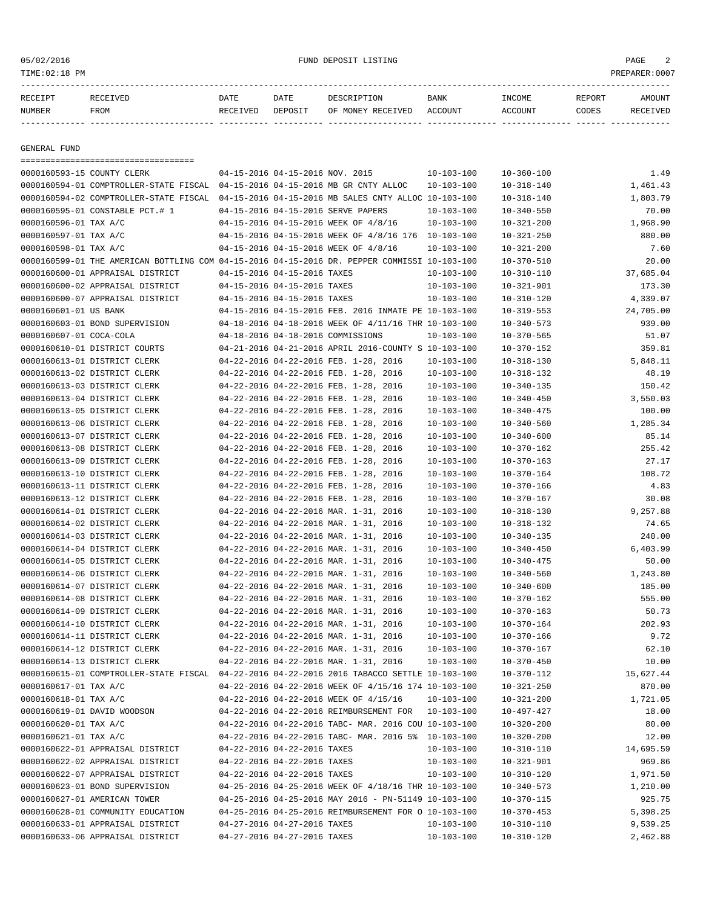FUND DEPOSIT LISTING

05/02/2016
TIME:02:18 PM
PREPARER:0007

| RECEIPT NUMBER | RECEIVED FROM | DATE RECEIVED | DATE DEPOSIT | DESCRIPTION OF MONEY RECEIVED | BANK ACCOUNT | INCOME ACCOUNT | REPORT CODES | AMOUNT RECEIVED |
|---|---|---|---|---|---|---|---|---|

## GENERAL FUND

| RECEIPT NUMBER | RECEIVED FROM | DATE RECEIVED | DATE DEPOSIT | DESCRIPTION OF MONEY RECEIVED | BANK ACCOUNT | INCOME ACCOUNT | REPORT CODES | AMOUNT RECEIVED |
|---|---|---|---|---|---|---|---|---|
| 0000160593-15 | COUNTY CLERK | 04-15-2016 | 04-15-2016 | NOV. 2015 | 10-103-100 | 10-360-100 | | 1.49 |
| 0000160594-01 | COMPTROLLER-STATE FISCAL | 04-15-2016 | 04-15-2016 | MB GR CNTY ALLOC | 10-103-100 | 10-318-140 | | 1,461.43 |
| 0000160594-02 | COMPTROLLER-STATE FISCAL | 04-15-2016 | 04-15-2016 | MB SALES CNTY ALLOC | 10-103-100 | 10-318-140 | | 1,803.79 |
| 0000160595-01 | CONSTABLE PCT.# 1 | 04-15-2016 | 04-15-2016 | SERVE PAPERS | 10-103-100 | 10-340-550 | | 70.00 |
| 0000160596-01 | TAX A/C | 04-15-2016 | 04-15-2016 | WEEK OF 4/8/16 | 10-103-100 | 10-321-200 | | 1,968.90 |
| 0000160597-01 | TAX A/C | 04-15-2016 | 04-15-2016 | WEEK OF 4/8/16 176 | 10-103-100 | 10-321-250 | | 880.00 |
| 0000160598-01 | TAX A/C | 04-15-2016 | 04-15-2016 | WEEK OF 4/8/16 | 10-103-100 | 10-321-200 | | 7.60 |
| 0000160599-01 | THE AMERICAN BOTTLING COM | 04-15-2016 | 04-15-2016 | DR. PEPPER COMMISSI | 10-103-100 | 10-370-510 | | 20.00 |
| 0000160600-01 | APPRAISAL DISTRICT | 04-15-2016 | 04-15-2016 | TAXES | 10-103-100 | 10-310-110 | | 37,685.04 |
| 0000160600-02 | APPRAISAL DISTRICT | 04-15-2016 | 04-15-2016 | TAXES | 10-103-100 | 10-321-901 | | 173.30 |
| 0000160600-07 | APPRAISAL DISTRICT | 04-15-2016 | 04-15-2016 | TAXES | 10-103-100 | 10-310-120 | | 4,339.07 |
| 0000160601-01 | US BANK | 04-15-2016 | 04-15-2016 | FEB. 2016 INMATE PE | 10-103-100 | 10-319-553 | | 24,705.00 |
| 0000160603-01 | BOND SUPERVISION | 04-18-2016 | 04-18-2016 | WEEK OF 4/11/16 THR | 10-103-100 | 10-340-573 | | 939.00 |
| 0000160607-01 | COCA-COLA | 04-18-2016 | 04-18-2016 | COMMISSIONS | 10-103-100 | 10-370-565 | | 51.07 |
| 0000160610-01 | DISTRICT COURTS | 04-21-2016 | 04-21-2016 | APRIL 2016-COUNTY S | 10-103-100 | 10-370-152 | | 359.81 |
| 0000160613-01 | DISTRICT CLERK | 04-22-2016 | 04-22-2016 | FEB. 1-28, 2016 | 10-103-100 | 10-318-130 | | 5,848.11 |
| 0000160613-02 | DISTRICT CLERK | 04-22-2016 | 04-22-2016 | FEB. 1-28, 2016 | 10-103-100 | 10-318-132 | | 48.19 |
| 0000160613-03 | DISTRICT CLERK | 04-22-2016 | 04-22-2016 | FEB. 1-28, 2016 | 10-103-100 | 10-340-135 | | 150.42 |
| 0000160613-04 | DISTRICT CLERK | 04-22-2016 | 04-22-2016 | FEB. 1-28, 2016 | 10-103-100 | 10-340-450 | | 3,550.03 |
| 0000160613-05 | DISTRICT CLERK | 04-22-2016 | 04-22-2016 | FEB. 1-28, 2016 | 10-103-100 | 10-340-475 | | 100.00 |
| 0000160613-06 | DISTRICT CLERK | 04-22-2016 | 04-22-2016 | FEB. 1-28, 2016 | 10-103-100 | 10-340-560 | | 1,285.34 |
| 0000160613-07 | DISTRICT CLERK | 04-22-2016 | 04-22-2016 | FEB. 1-28, 2016 | 10-103-100 | 10-340-600 | | 85.14 |
| 0000160613-08 | DISTRICT CLERK | 04-22-2016 | 04-22-2016 | FEB. 1-28, 2016 | 10-103-100 | 10-370-162 | | 255.42 |
| 0000160613-09 | DISTRICT CLERK | 04-22-2016 | 04-22-2016 | FEB. 1-28, 2016 | 10-103-100 | 10-370-163 | | 27.17 |
| 0000160613-10 | DISTRICT CLERK | 04-22-2016 | 04-22-2016 | FEB. 1-28, 2016 | 10-103-100 | 10-370-164 | | 108.72 |
| 0000160613-11 | DISTRICT CLERK | 04-22-2016 | 04-22-2016 | FEB. 1-28, 2016 | 10-103-100 | 10-370-166 | | 4.83 |
| 0000160613-12 | DISTRICT CLERK | 04-22-2016 | 04-22-2016 | FEB. 1-28, 2016 | 10-103-100 | 10-370-167 | | 30.08 |
| 0000160614-01 | DISTRICT CLERK | 04-22-2016 | 04-22-2016 | MAR. 1-31, 2016 | 10-103-100 | 10-318-130 | | 9,257.88 |
| 0000160614-02 | DISTRICT CLERK | 04-22-2016 | 04-22-2016 | MAR. 1-31, 2016 | 10-103-100 | 10-318-132 | | 74.65 |
| 0000160614-03 | DISTRICT CLERK | 04-22-2016 | 04-22-2016 | MAR. 1-31, 2016 | 10-103-100 | 10-340-135 | | 240.00 |
| 0000160614-04 | DISTRICT CLERK | 04-22-2016 | 04-22-2016 | MAR. 1-31, 2016 | 10-103-100 | 10-340-450 | | 6,403.99 |
| 0000160614-05 | DISTRICT CLERK | 04-22-2016 | 04-22-2016 | MAR. 1-31, 2016 | 10-103-100 | 10-340-475 | | 50.00 |
| 0000160614-06 | DISTRICT CLERK | 04-22-2016 | 04-22-2016 | MAR. 1-31, 2016 | 10-103-100 | 10-340-560 | | 1,243.80 |
| 0000160614-07 | DISTRICT CLERK | 04-22-2016 | 04-22-2016 | MAR. 1-31, 2016 | 10-103-100 | 10-340-600 | | 185.00 |
| 0000160614-08 | DISTRICT CLERK | 04-22-2016 | 04-22-2016 | MAR. 1-31, 2016 | 10-103-100 | 10-370-162 | | 555.00 |
| 0000160614-09 | DISTRICT CLERK | 04-22-2016 | 04-22-2016 | MAR. 1-31, 2016 | 10-103-100 | 10-370-163 | | 50.73 |
| 0000160614-10 | DISTRICT CLERK | 04-22-2016 | 04-22-2016 | MAR. 1-31, 2016 | 10-103-100 | 10-370-164 | | 202.93 |
| 0000160614-11 | DISTRICT CLERK | 04-22-2016 | 04-22-2016 | MAR. 1-31, 2016 | 10-103-100 | 10-370-166 | | 9.72 |
| 0000160614-12 | DISTRICT CLERK | 04-22-2016 | 04-22-2016 | MAR. 1-31, 2016 | 10-103-100 | 10-370-167 | | 62.10 |
| 0000160614-13 | DISTRICT CLERK | 04-22-2016 | 04-22-2016 | MAR. 1-31, 2016 | 10-103-100 | 10-370-450 | | 10.00 |
| 0000160615-01 | COMPTROLLER-STATE FISCAL | 04-22-2016 | 04-22-2016 | 2016 TABACCO SETTLE | 10-103-100 | 10-370-112 | | 15,627.44 |
| 0000160617-01 | TAX A/C | 04-22-2016 | 04-22-2016 | WEEK OF 4/15/16 174 | 10-103-100 | 10-321-250 | | 870.00 |
| 0000160618-01 | TAX A/C | 04-22-2016 | 04-22-2016 | WEEK OF 4/15/16 | 10-103-100 | 10-321-200 | | 1,721.05 |
| 0000160619-01 | DAVID WOODSON | 04-22-2016 | 04-22-2016 | REIMBURSEMENT FOR | 10-103-100 | 10-497-427 | | 18.00 |
| 0000160620-01 | TAX A/C | 04-22-2016 | 04-22-2016 | TABC- MAR. 2016 COU | 10-103-100 | 10-320-200 | | 80.00 |
| 0000160621-01 | TAX A/C | 04-22-2016 | 04-22-2016 | TABC- MAR. 2016 5% | 10-103-100 | 10-320-200 | | 12.00 |
| 0000160622-01 | APPRAISAL DISTRICT | 04-22-2016 | 04-22-2016 | TAXES | 10-103-100 | 10-310-110 | | 14,695.59 |
| 0000160622-02 | APPRAISAL DISTRICT | 04-22-2016 | 04-22-2016 | TAXES | 10-103-100 | 10-321-901 | | 969.86 |
| 0000160622-07 | APPRAISAL DISTRICT | 04-22-2016 | 04-22-2016 | TAXES | 10-103-100 | 10-310-120 | | 1,971.50 |
| 0000160623-01 | BOND SUPERVISION | 04-25-2016 | 04-25-2016 | WEEK OF 4/18/16 THR | 10-103-100 | 10-340-573 | | 1,210.00 |
| 0000160627-01 | AMERICAN TOWER | 04-25-2016 | 04-25-2016 | MAY 2016 - PN-51149 | 10-103-100 | 10-370-115 | | 925.75 |
| 0000160628-01 | COMMUNITY EDUCATION | 04-25-2016 | 04-25-2016 | REIMBURSEMENT FOR O | 10-103-100 | 10-370-453 | | 5,398.25 |
| 0000160633-01 | APPRAISAL DISTRICT | 04-27-2016 | 04-27-2016 | TAXES | 10-103-100 | 10-310-110 | | 9,539.25 |
| 0000160633-06 | APPRAISAL DISTRICT | 04-27-2016 | 04-27-2016 | TAXES | 10-103-100 | 10-310-120 | | 2,462.88 |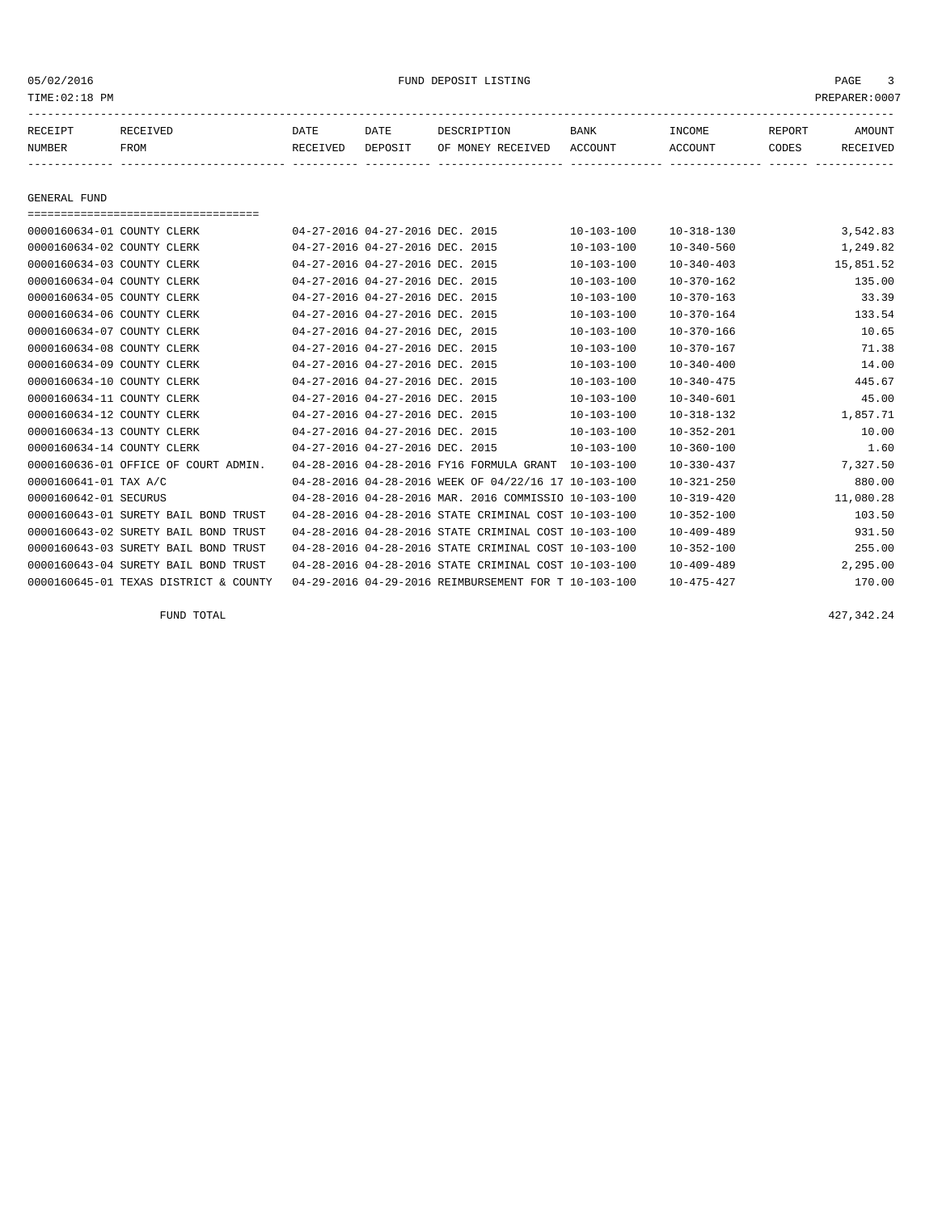05/02/2016 FUND DEPOSIT LISTING
TIME:02:18 PM PREPARER:0007

| RECEIPT NUMBER | RECEIVED FROM | DATE RECEIVED | DATE DEPOSIT | DESCRIPTION OF MONEY RECEIVED | BANK ACCOUNT | INCOME ACCOUNT | REPORT CODES | AMOUNT RECEIVED |
|---|---|---|---|---|---|---|---|---|

## GENERAL FUND

| RECEIPT NUMBER | RECEIVED FROM | DATE RECEIVED | DATE DEPOSIT | DESCRIPTION OF MONEY RECEIVED | BANK ACCOUNT | INCOME ACCOUNT | REPORT CODES | AMOUNT RECEIVED |
|---|---|---|---|---|---|---|---|---|
| 0000160634-01 | COUNTY CLERK | 04-27-2016 | 04-27-2016 | DEC. 2015 | 10-103-100 | 10-318-130 | | 3,542.83 |
| 0000160634-02 | COUNTY CLERK | 04-27-2016 | 04-27-2016 | DEC. 2015 | 10-103-100 | 10-340-560 | | 1,249.82 |
| 0000160634-03 | COUNTY CLERK | 04-27-2016 | 04-27-2016 | DEC. 2015 | 10-103-100 | 10-340-403 | | 15,851.52 |
| 0000160634-04 | COUNTY CLERK | 04-27-2016 | 04-27-2016 | DEC. 2015 | 10-103-100 | 10-370-162 | | 135.00 |
| 0000160634-05 | COUNTY CLERK | 04-27-2016 | 04-27-2016 | DEC. 2015 | 10-103-100 | 10-370-163 | | 33.39 |
| 0000160634-06 | COUNTY CLERK | 04-27-2016 | 04-27-2016 | DEC. 2015 | 10-103-100 | 10-370-164 | | 133.54 |
| 0000160634-07 | COUNTY CLERK | 04-27-2016 | 04-27-2016 | DEC, 2015 | 10-103-100 | 10-370-166 | | 10.65 |
| 0000160634-08 | COUNTY CLERK | 04-27-2016 | 04-27-2016 | DEC. 2015 | 10-103-100 | 10-370-167 | | 71.38 |
| 0000160634-09 | COUNTY CLERK | 04-27-2016 | 04-27-2016 | DEC. 2015 | 10-103-100 | 10-340-400 | | 14.00 |
| 0000160634-10 | COUNTY CLERK | 04-27-2016 | 04-27-2016 | DEC. 2015 | 10-103-100 | 10-340-475 | | 445.67 |
| 0000160634-11 | COUNTY CLERK | 04-27-2016 | 04-27-2016 | DEC. 2015 | 10-103-100 | 10-340-601 | | 45.00 |
| 0000160634-12 | COUNTY CLERK | 04-27-2016 | 04-27-2016 | DEC. 2015 | 10-103-100 | 10-318-132 | | 1,857.71 |
| 0000160634-13 | COUNTY CLERK | 04-27-2016 | 04-27-2016 | DEC. 2015 | 10-103-100 | 10-352-201 | | 10.00 |
| 0000160634-14 | COUNTY CLERK | 04-27-2016 | 04-27-2016 | DEC. 2015 | 10-103-100 | 10-360-100 | | 1.60 |
| 0000160636-01 | OFFICE OF COURT ADMIN. | 04-28-2016 | 04-28-2016 | FY16 FORMULA GRANT | 10-103-100 | 10-330-437 | | 7,327.50 |
| 0000160641-01 | TAX A/C | 04-28-2016 | 04-28-2016 | WEEK OF 04/22/16 17 | 10-103-100 | 10-321-250 | | 880.00 |
| 0000160642-01 | SECURUS | 04-28-2016 | 04-28-2016 | MAR. 2016 COMMISSIO | 10-103-100 | 10-319-420 | | 11,080.28 |
| 0000160643-01 | SURETY BAIL BOND TRUST | 04-28-2016 | 04-28-2016 | STATE CRIMINAL COST | 10-103-100 | 10-352-100 | | 103.50 |
| 0000160643-02 | SURETY BAIL BOND TRUST | 04-28-2016 | 04-28-2016 | STATE CRIMINAL COST | 10-103-100 | 10-409-489 | | 931.50 |
| 0000160643-03 | SURETY BAIL BOND TRUST | 04-28-2016 | 04-28-2016 | STATE CRIMINAL COST | 10-103-100 | 10-352-100 | | 255.00 |
| 0000160643-04 | SURETY BAIL BOND TRUST | 04-28-2016 | 04-28-2016 | STATE CRIMINAL COST | 10-103-100 | 10-409-489 | | 2,295.00 |
| 0000160645-01 | TEXAS DISTRICT & COUNTY | 04-29-2016 | 04-29-2016 | REIMBURSEMENT FOR T | 10-103-100 | 10-475-427 | | 170.00 |

FUND TOTAL 427,342.24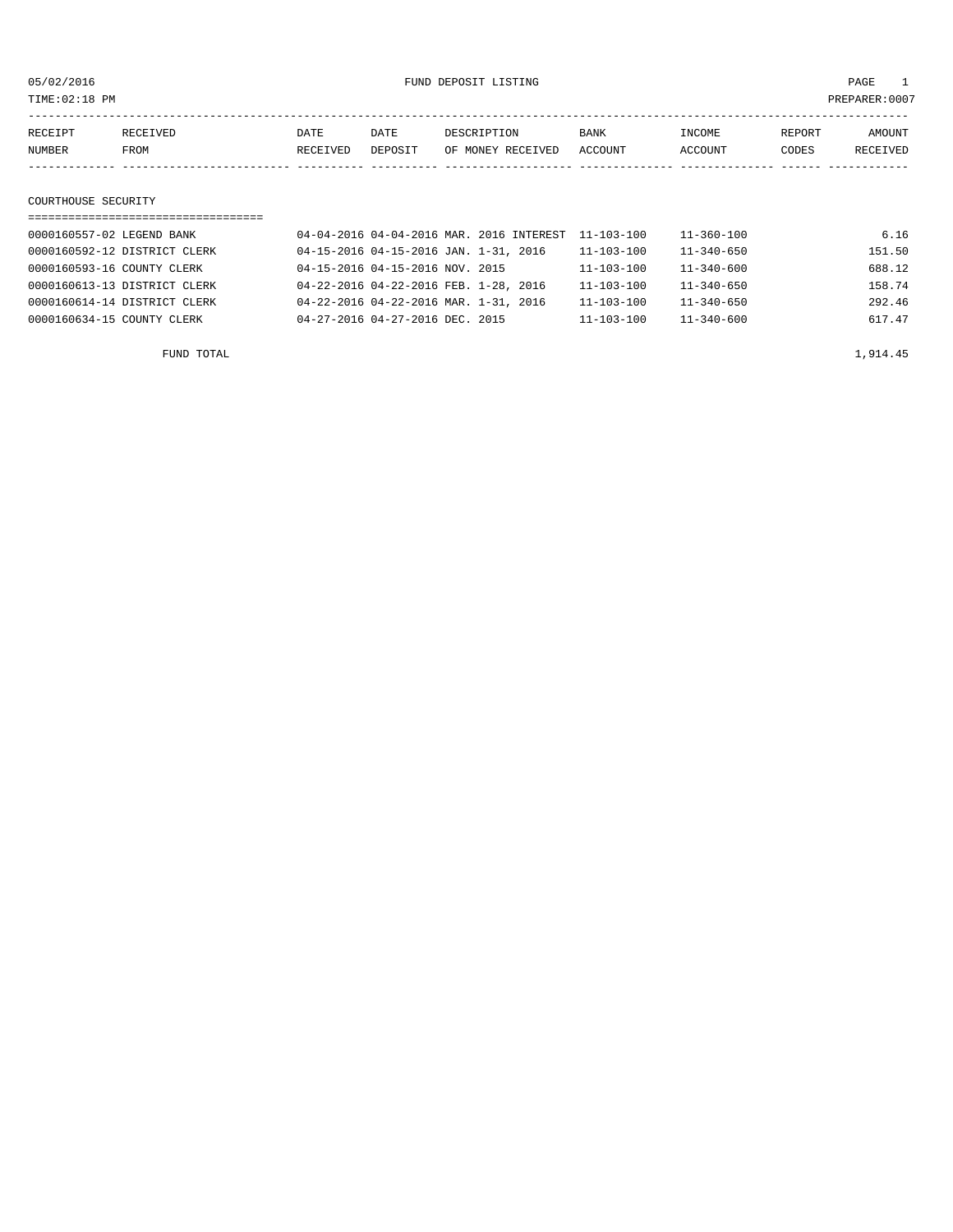05/02/2016 FUND DEPOSIT LISTING

TIME:02:18 PM PREPARER:0007

| RECEIPT NUMBER | RECEIVED FROM | DATE RECEIVED | DATE DEPOSIT | DESCRIPTION OF MONEY RECEIVED | BANK ACCOUNT | INCOME ACCOUNT | REPORT CODES | AMOUNT RECEIVED |
|---|---|---|---|---|---|---|---|---|
| **COURTHOUSE SECURITY** | | | | | | | | |
| 0000160557-02 | LEGEND BANK | 04-04-2016 | 04-04-2016 | MAR. 2016 INTEREST | 11-103-100 | 11-360-100 | | 6.16 |
| 0000160592-12 | DISTRICT CLERK | 04-15-2016 | 04-15-2016 | JAN. 1-31, 2016 | 11-103-100 | 11-340-650 | | 151.50 |
| 0000160593-16 | COUNTY CLERK | 04-15-2016 | 04-15-2016 | NOV. 2015 | 11-103-100 | 11-340-600 | | 688.12 |
| 0000160613-13 | DISTRICT CLERK | 04-22-2016 | 04-22-2016 | FEB. 1-28, 2016 | 11-103-100 | 11-340-650 | | 158.74 |
| 0000160614-14 | DISTRICT CLERK | 04-22-2016 | 04-22-2016 | MAR. 1-31, 2016 | 11-103-100 | 11-340-650 | | 292.46 |
| 0000160634-15 | COUNTY CLERK | 04-27-2016 | 04-27-2016 | DEC. 2015 | 11-103-100 | 11-340-600 | | 617.47 |
| | FUND TOTAL | | | | | | | 1,914.45 |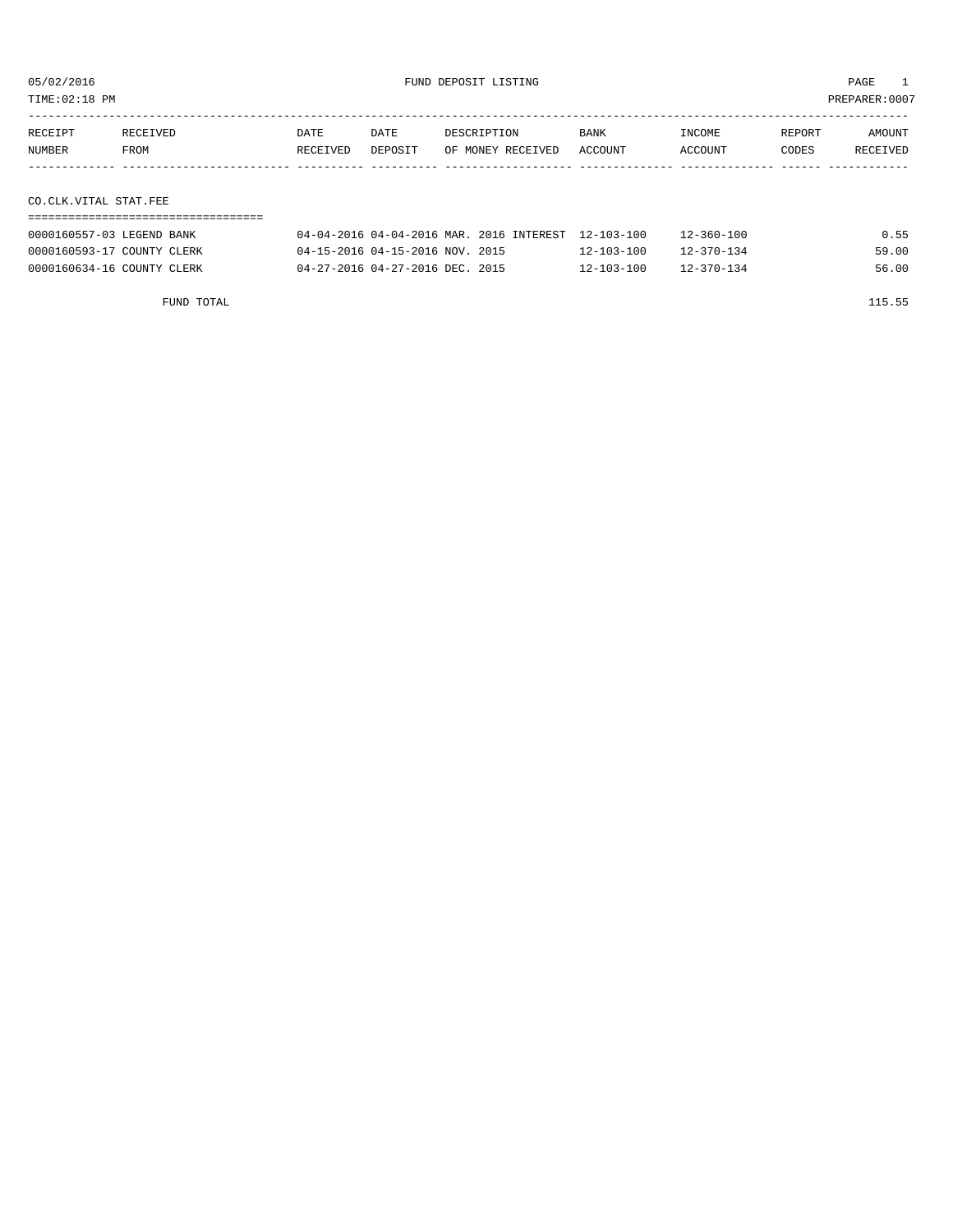05/02/2016 FUND DEPOSIT LISTING

TIME:02:18 PM PREPARER:0007

| RECEIPT NUMBER | RECEIVED FROM | DATE RECEIVED | DATE DEPOSIT | DESCRIPTION OF MONEY RECEIVED | BANK ACCOUNT | INCOME ACCOUNT | REPORT CODES | AMOUNT RECEIVED |
|---|---|---|---|---|---|---|---|---|
| **CO.CLK.VITAL STAT.FEE** | | | | | | | | |
| 0000160557-03 | LEGEND BANK | 04-04-2016 | 04-04-2016 | MAR. 2016 INTEREST | 12-103-100 | 12-360-100 | | 0.55 |
| 0000160593-17 | COUNTY CLERK | 04-15-2016 | 04-15-2016 | NOV. 2015 | 12-103-100 | 12-370-134 | | 59.00 |
| 0000160634-16 | COUNTY CLERK | 04-27-2016 | 04-27-2016 | DEC. 2015 | 12-103-100 | 12-370-134 | | 56.00 |
| | FUND TOTAL | | | | | | | 115.55 |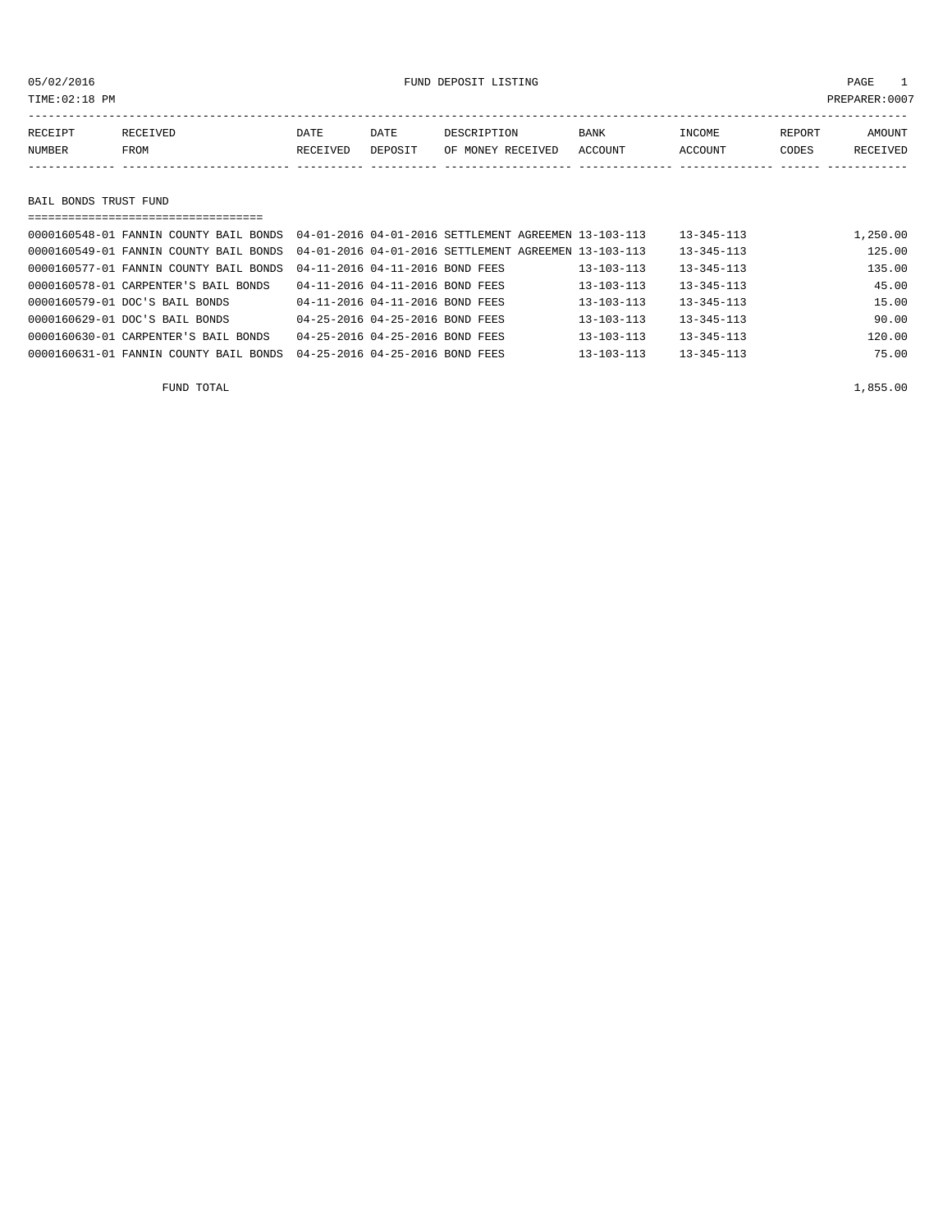05/02/2016 FUND DEPOSIT LISTING

TIME:02:18 PM PREPARER:0007

| RECEIPT NUMBER | RECEIVED FROM | DATE RECEIVED | DATE DEPOSIT | DESCRIPTION OF MONEY RECEIVED | BANK ACCOUNT | INCOME ACCOUNT | REPORT CODES | AMOUNT RECEIVED |
|---|---|---|---|---|---|---|---|---|

## BAIL BONDS TRUST FUND

| RECEIPT NUMBER | RECEIVED FROM | DATE RECEIVED | DATE DEPOSIT | DESCRIPTION OF MONEY RECEIVED | BANK ACCOUNT | INCOME ACCOUNT | REPORT CODES | AMOUNT RECEIVED |
|---|---|---|---|---|---|---|---|---|
| 0000160548-01 | FANNIN COUNTY BAIL BONDS | 04-01-2016 | 04-01-2016 | SETTLEMENT AGREEMEN | 13-103-113 | 13-345-113 | | 1,250.00 |
| 0000160549-01 | FANNIN COUNTY BAIL BONDS | 04-01-2016 | 04-01-2016 | SETTLEMENT AGREEMEN | 13-103-113 | 13-345-113 | | 125.00 |
| 0000160577-01 | FANNIN COUNTY BAIL BONDS | 04-11-2016 | 04-11-2016 | BOND FEES | 13-103-113 | 13-345-113 | | 135.00 |
| 0000160578-01 | CARPENTER'S BAIL BONDS | 04-11-2016 | 04-11-2016 | BOND FEES | 13-103-113 | 13-345-113 | | 45.00 |
| 0000160579-01 | DOC'S BAIL BONDS | 04-11-2016 | 04-11-2016 | BOND FEES | 13-103-113 | 13-345-113 | | 15.00 |
| 0000160629-01 | DOC'S BAIL BONDS | 04-25-2016 | 04-25-2016 | BOND FEES | 13-103-113 | 13-345-113 | | 90.00 |
| 0000160630-01 | CARPENTER'S BAIL BONDS | 04-25-2016 | 04-25-2016 | BOND FEES | 13-103-113 | 13-345-113 | | 120.00 |
| 0000160631-01 | FANNIN COUNTY BAIL BONDS | 04-25-2016 | 04-25-2016 | BOND FEES | 13-103-113 | 13-345-113 | | 75.00 |

FUND TOTAL 1,855.00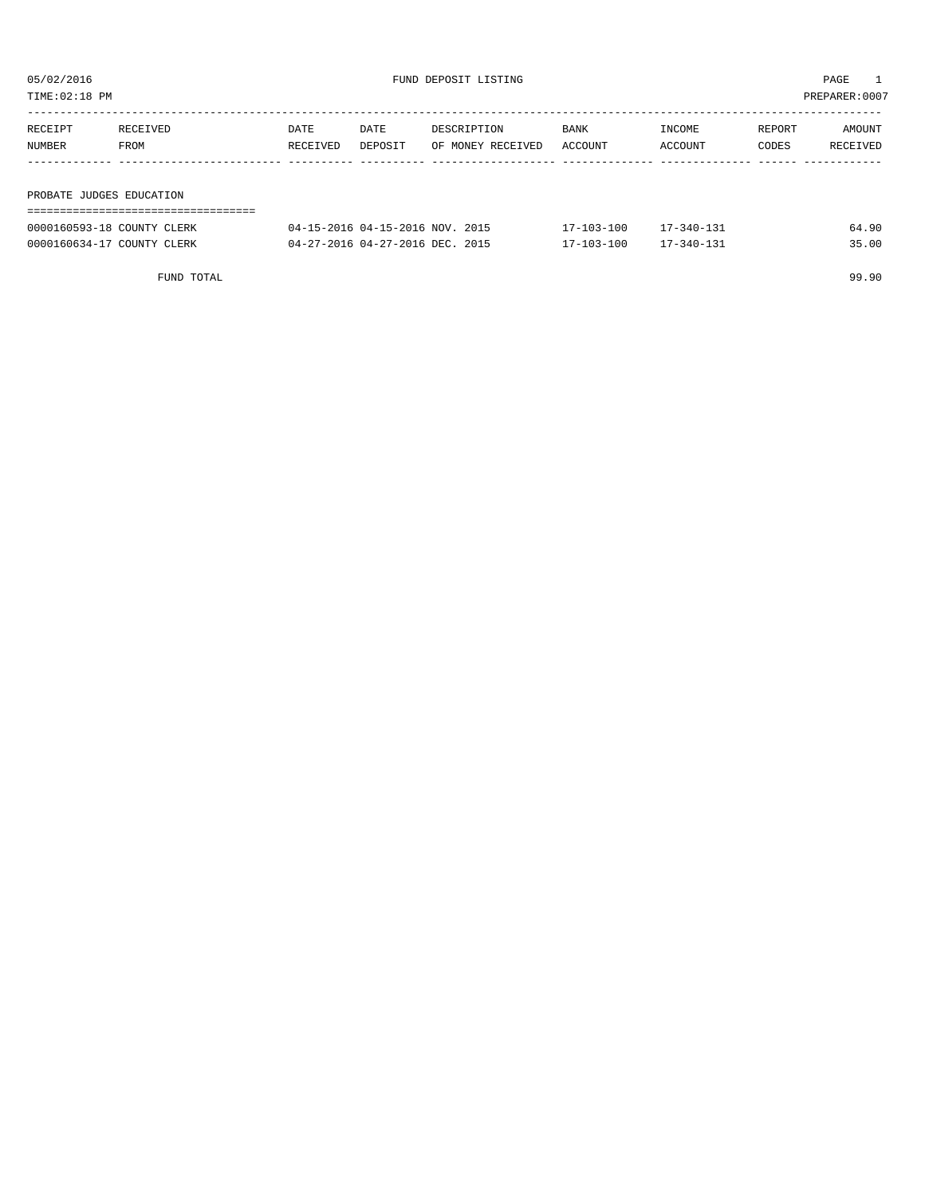05/02/2016 FUND DEPOSIT LISTING PAGE 1

TIME:02:18 PM PREPARER:0007

| RECEIPT NUMBER | RECEIVED FROM | DATE RECEIVED | DATE DEPOSIT | DESCRIPTION OF MONEY RECEIVED | BANK ACCOUNT | INCOME ACCOUNT | REPORT CODES | AMOUNT RECEIVED |
|---|---|---|---|---|---|---|---|---|
| **PROBATE JUDGES EDUCATION** | | | | | | | | |
| 0000160593-18 | COUNTY CLERK | 04-15-2016 | 04-15-2016 | NOV. 2015 | 17-103-100 | 17-340-131 | | 64.90 |
| 0000160634-17 | COUNTY CLERK | 04-27-2016 | 04-27-2016 | DEC. 2015 | 17-103-100 | 17-340-131 | | 35.00 |
| | FUND TOTAL | | | | | | | 99.90 |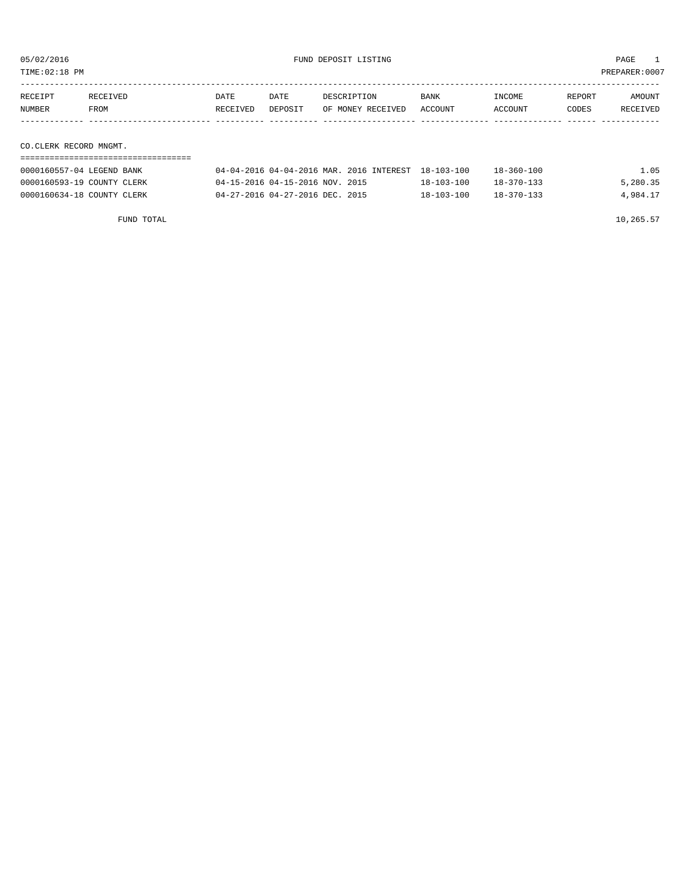FUND DEPOSIT LISTING

05/02/2016
TIME:02:18 PM
PREPARER:0007

| RECEIPT NUMBER | RECEIVED FROM | DATE RECEIVED | DATE DEPOSIT | DESCRIPTION OF MONEY RECEIVED | BANK ACCOUNT | INCOME ACCOUNT | REPORT CODES | AMOUNT RECEIVED |
|---|---|---|---|---|---|---|---|---|
| **CO.CLERK RECORD MNGMT.** | | | | | | | | |
| 0000160557-04 | LEGEND BANK | 04-04-2016 | 04-04-2016 | MAR. 2016 INTEREST | 18-103-100 | 18-360-100 | | 1.05 |
| 0000160593-19 | COUNTY CLERK | 04-15-2016 | 04-15-2016 | NOV. 2015 | 18-103-100 | 18-370-133 | | 5,280.35 |
| 0000160634-18 | COUNTY CLERK | 04-27-2016 | 04-27-2016 | DEC. 2015 | 18-103-100 | 18-370-133 | | 4,984.17 |
| | FUND TOTAL | | | | | | | 10,265.57 |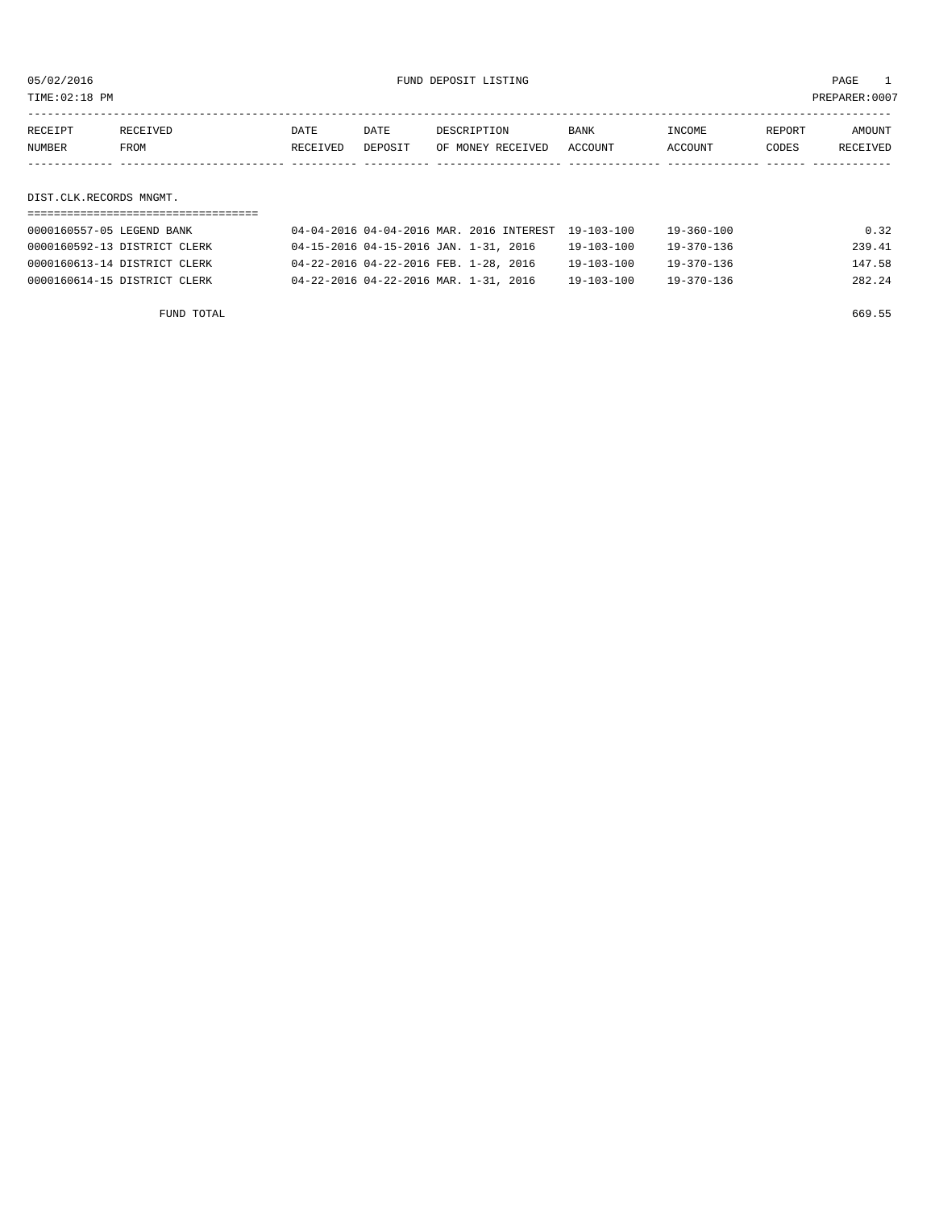05/02/2016 FUND DEPOSIT LISTING PAGE 1

TIME:02:18 PM PREPARER:0007

| RECEIPT NUMBER | RECEIVED FROM | DATE RECEIVED | DATE DEPOSIT | DESCRIPTION OF MONEY RECEIVED | BANK ACCOUNT | INCOME ACCOUNT | REPORT CODES | AMOUNT RECEIVED |
|---|---|---|---|---|---|---|---|---|

DIST.CLK.RECORDS MNGMT.

| RECEIPT NUMBER | RECEIVED FROM | DATE RECEIVED | DATE DEPOSIT | DESCRIPTION OF MONEY RECEIVED | BANK ACCOUNT | INCOME ACCOUNT | REPORT CODES | AMOUNT RECEIVED |
|---|---|---|---|---|---|---|---|---|
| 0000160557-05 | LEGEND BANK | 04-04-2016 | 04-04-2016 | MAR. 2016 INTEREST | 19-103-100 | 19-360-100 | | 0.32 |
| 0000160592-13 | DISTRICT CLERK | 04-15-2016 | 04-15-2016 | JAN. 1-31, 2016 | 19-103-100 | 19-370-136 | | 239.41 |
| 0000160613-14 | DISTRICT CLERK | 04-22-2016 | 04-22-2016 | FEB. 1-28, 2016 | 19-103-100 | 19-370-136 | | 147.58 |
| 0000160614-15 | DISTRICT CLERK | 04-22-2016 | 04-22-2016 | MAR. 1-31, 2016 | 19-103-100 | 19-370-136 | | 282.24 |

FUND TOTAL 669.55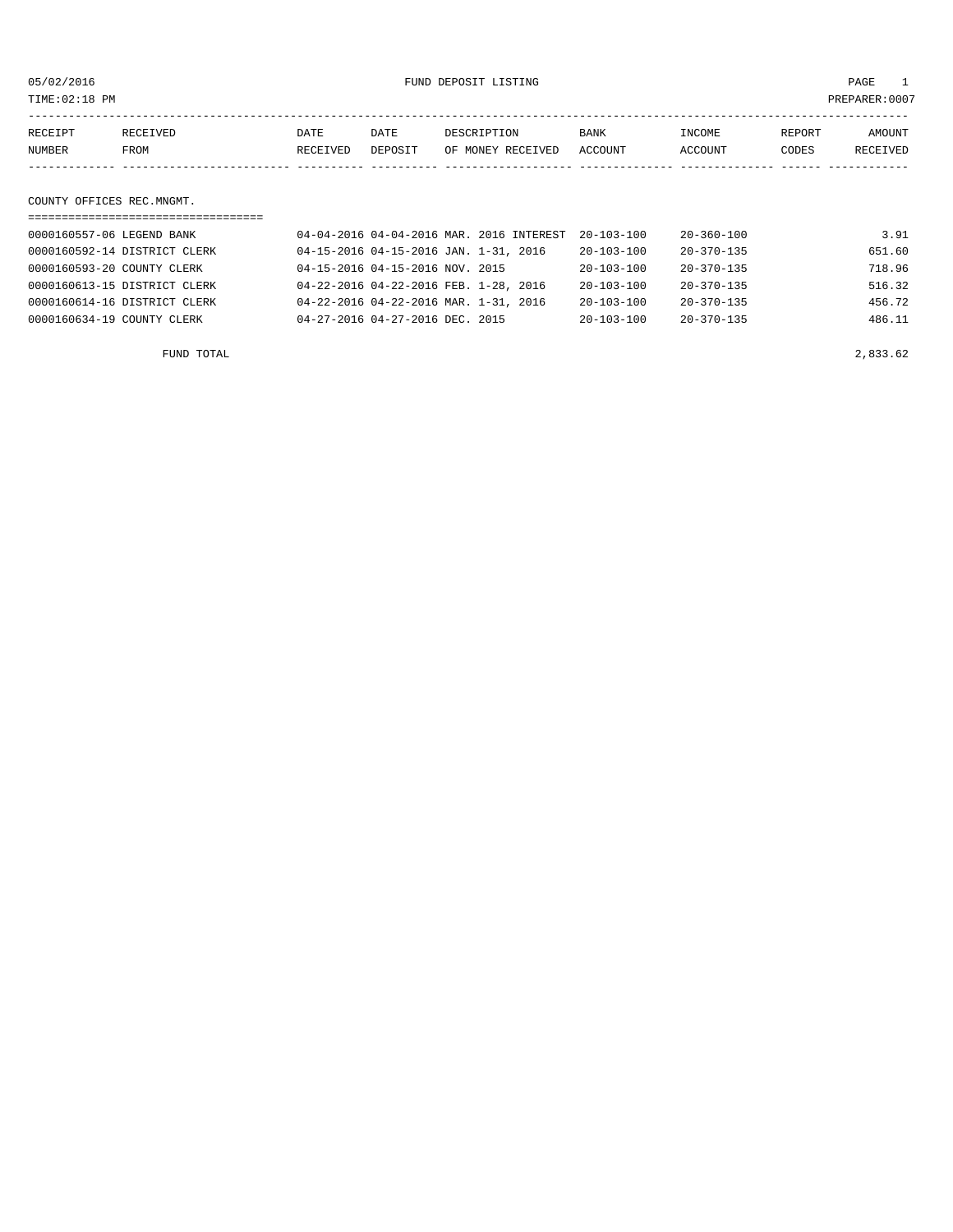05/02/2016 FUND DEPOSIT LISTING

TIME:02:18 PM PREPARER:0007

| RECEIPT NUMBER | RECEIVED FROM | DATE RECEIVED | DATE DEPOSIT | DESCRIPTION OF MONEY RECEIVED | BANK ACCOUNT | INCOME ACCOUNT | REPORT CODES | AMOUNT RECEIVED |
|---|---|---|---|---|---|---|---|---|

## COUNTY OFFICES REC.MNGMT.

| RECEIPT NUMBER | RECEIVED FROM | DATE RECEIVED | DATE DEPOSIT | DESCRIPTION OF MONEY RECEIVED | BANK ACCOUNT | INCOME ACCOUNT | REPORT CODES | AMOUNT RECEIVED |
|---|---|---|---|---|---|---|---|---|
| 0000160557-06 | LEGEND BANK | 04-04-2016 | 04-04-2016 | MAR. 2016 INTEREST | 20-103-100 | 20-360-100 | | 3.91 |
| 0000160592-14 | DISTRICT CLERK | 04-15-2016 | 04-15-2016 | JAN. 1-31, 2016 | 20-103-100 | 20-370-135 | | 651.60 |
| 0000160593-20 | COUNTY CLERK | 04-15-2016 | 04-15-2016 | NOV. 2015 | 20-103-100 | 20-370-135 | | 718.96 |
| 0000160613-15 | DISTRICT CLERK | 04-22-2016 | 04-22-2016 | FEB. 1-28, 2016 | 20-103-100 | 20-370-135 | | 516.32 |
| 0000160614-16 | DISTRICT CLERK | 04-22-2016 | 04-22-2016 | MAR. 1-31, 2016 | 20-103-100 | 20-370-135 | | 456.72 |
| 0000160634-19 | COUNTY CLERK | 04-27-2016 | 04-27-2016 | DEC. 2015 | 20-103-100 | 20-370-135 | | 486.11 |

FUND TOTAL 2,833.62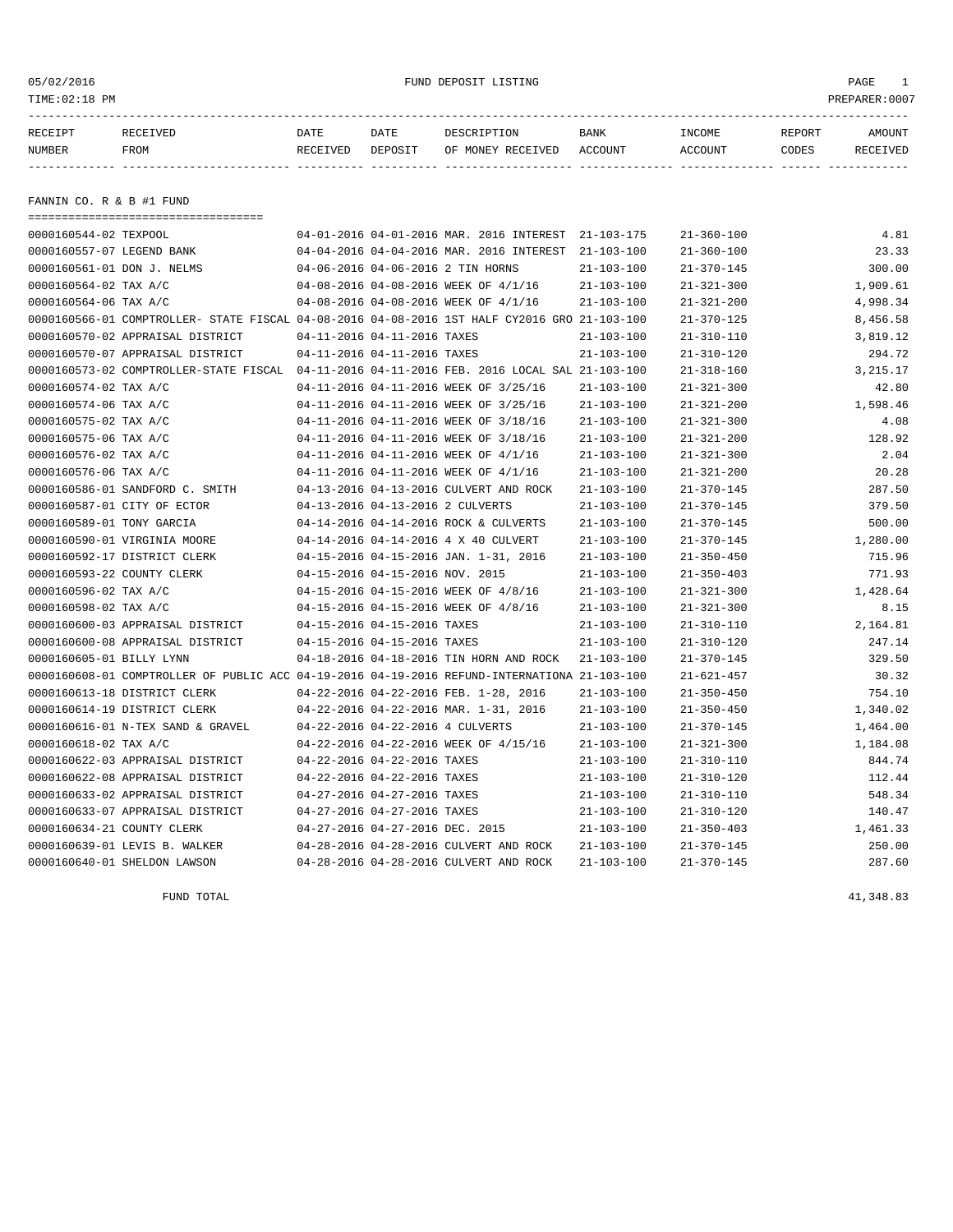05/02/2016 FUND DEPOSIT LISTING PAGE 1

TIME:02:18 PM PREPARER:0007

| RECEIPT NUMBER | RECEIVED FROM | DATE RECEIVED | DATE DEPOSIT | DESCRIPTION OF MONEY RECEIVED | BANK ACCOUNT | INCOME ACCOUNT | REPORT CODES | AMOUNT RECEIVED |
|---|---|---|---|---|---|---|---|---|

## FANNIN CO. R & B #1 FUND

| RECEIPT NUMBER | RECEIVED FROM | DATE RECEIVED | DATE DEPOSIT | DESCRIPTION OF MONEY RECEIVED | BANK ACCOUNT | INCOME ACCOUNT | REPORT CODES | AMOUNT RECEIVED |
|---|---|---|---|---|---|---|---|---|
| 0000160544-02 | TEXPOOL | 04-01-2016 | 04-01-2016 | MAR. 2016 INTEREST | 21-103-175 | 21-360-100 | | 4.81 |
| 0000160557-07 | LEGEND BANK | 04-04-2016 | 04-04-2016 | MAR. 2016 INTEREST | 21-103-100 | 21-360-100 | | 23.33 |
| 0000160561-01 | DON J. NELMS | 04-06-2016 | 04-06-2016 | 2 TIN HORNS | 21-103-100 | 21-370-145 | | 300.00 |
| 0000160564-02 | TAX A/C | 04-08-2016 | 04-08-2016 | WEEK OF 4/1/16 | 21-103-100 | 21-321-300 | | 1,909.61 |
| 0000160564-06 | TAX A/C | 04-08-2016 | 04-08-2016 | WEEK OF 4/1/16 | 21-103-100 | 21-321-200 | | 4,998.34 |
| 0000160566-01 | COMPTROLLER- STATE FISCAL | 04-08-2016 | 04-08-2016 | 1ST HALF CY2016 GRO | 21-103-100 | 21-370-125 | | 8,456.58 |
| 0000160570-02 | APPRAISAL DISTRICT | 04-11-2016 | 04-11-2016 | TAXES | 21-103-100 | 21-310-110 | | 3,819.12 |
| 0000160570-07 | APPRAISAL DISTRICT | 04-11-2016 | 04-11-2016 | TAXES | 21-103-100 | 21-310-120 | | 294.72 |
| 0000160573-02 | COMPTROLLER-STATE FISCAL | 04-11-2016 | 04-11-2016 | FEB. 2016 LOCAL SAL | 21-103-100 | 21-318-160 | | 3,215.17 |
| 0000160574-02 | TAX A/C | 04-11-2016 | 04-11-2016 | WEEK OF 3/25/16 | 21-103-100 | 21-321-300 | | 42.80 |
| 0000160574-06 | TAX A/C | 04-11-2016 | 04-11-2016 | WEEK OF 3/25/16 | 21-103-100 | 21-321-200 | | 1,598.46 |
| 0000160575-02 | TAX A/C | 04-11-2016 | 04-11-2016 | WEEK OF 3/18/16 | 21-103-100 | 21-321-300 | | 4.08 |
| 0000160575-06 | TAX A/C | 04-11-2016 | 04-11-2016 | WEEK OF 3/18/16 | 21-103-100 | 21-321-200 | | 128.92 |
| 0000160576-02 | TAX A/C | 04-11-2016 | 04-11-2016 | WEEK OF 4/1/16 | 21-103-100 | 21-321-300 | | 2.04 |
| 0000160576-06 | TAX A/C | 04-11-2016 | 04-11-2016 | WEEK OF 4/1/16 | 21-103-100 | 21-321-200 | | 20.28 |
| 0000160586-01 | SANDFORD C. SMITH | 04-13-2016 | 04-13-2016 | CULVERT AND ROCK | 21-103-100 | 21-370-145 | | 287.50 |
| 0000160587-01 | CITY OF ECTOR | 04-13-2016 | 04-13-2016 | 2 CULVERTS | 21-103-100 | 21-370-145 | | 379.50 |
| 0000160589-01 | TONY GARCIA | 04-14-2016 | 04-14-2016 | ROCK & CULVERTS | 21-103-100 | 21-370-145 | | 500.00 |
| 0000160590-01 | VIRGINIA MOORE | 04-14-2016 | 04-14-2016 | 4 X 40 CULVERT | 21-103-100 | 21-370-145 | | 1,280.00 |
| 0000160592-17 | DISTRICT CLERK | 04-15-2016 | 04-15-2016 | JAN. 1-31, 2016 | 21-103-100 | 21-350-450 | | 715.96 |
| 0000160593-22 | COUNTY CLERK | 04-15-2016 | 04-15-2016 | NOV. 2015 | 21-103-100 | 21-350-403 | | 771.93 |
| 0000160596-02 | TAX A/C | 04-15-2016 | 04-15-2016 | WEEK OF 4/8/16 | 21-103-100 | 21-321-300 | | 1,428.64 |
| 0000160598-02 | TAX A/C | 04-15-2016 | 04-15-2016 | WEEK OF 4/8/16 | 21-103-100 | 21-321-300 | | 8.15 |
| 0000160600-03 | APPRAISAL DISTRICT | 04-15-2016 | 04-15-2016 | TAXES | 21-103-100 | 21-310-110 | | 2,164.81 |
| 0000160600-08 | APPRAISAL DISTRICT | 04-15-2016 | 04-15-2016 | TAXES | 21-103-100 | 21-310-120 | | 247.14 |
| 0000160605-01 | BILLY LYNN | 04-18-2016 | 04-18-2016 | TIN HORN AND ROCK | 21-103-100 | 21-370-145 | | 329.50 |
| 0000160608-01 | COMPTROLLER OF PUBLIC ACC | 04-19-2016 | 04-19-2016 | REFUND-INTERNATIONA | 21-103-100 | 21-621-457 | | 30.32 |
| 0000160613-18 | DISTRICT CLERK | 04-22-2016 | 04-22-2016 | FEB. 1-28, 2016 | 21-103-100 | 21-350-450 | | 754.10 |
| 0000160614-19 | DISTRICT CLERK | 04-22-2016 | 04-22-2016 | MAR. 1-31, 2016 | 21-103-100 | 21-350-450 | | 1,340.02 |
| 0000160616-01 | N-TEX SAND & GRAVEL | 04-22-2016 | 04-22-2016 | 4 CULVERTS | 21-103-100 | 21-370-145 | | 1,464.00 |
| 0000160618-02 | TAX A/C | 04-22-2016 | 04-22-2016 | WEEK OF 4/15/16 | 21-103-100 | 21-321-300 | | 1,184.08 |
| 0000160622-03 | APPRAISAL DISTRICT | 04-22-2016 | 04-22-2016 | TAXES | 21-103-100 | 21-310-110 | | 844.74 |
| 0000160622-08 | APPRAISAL DISTRICT | 04-22-2016 | 04-22-2016 | TAXES | 21-103-100 | 21-310-120 | | 112.44 |
| 0000160633-02 | APPRAISAL DISTRICT | 04-27-2016 | 04-27-2016 | TAXES | 21-103-100 | 21-310-110 | | 548.34 |
| 0000160633-07 | APPRAISAL DISTRICT | 04-27-2016 | 04-27-2016 | TAXES | 21-103-100 | 21-310-120 | | 140.47 |
| 0000160634-21 | COUNTY CLERK | 04-27-2016 | 04-27-2016 | DEC. 2015 | 21-103-100 | 21-350-403 | | 1,461.33 |
| 0000160639-01 | LEVIS B. WALKER | 04-28-2016 | 04-28-2016 | CULVERT AND ROCK | 21-103-100 | 21-370-145 | | 250.00 |
| 0000160640-01 | SHELDON LAWSON | 04-28-2016 | 04-28-2016 | CULVERT AND ROCK | 21-103-100 | 21-370-145 | | 287.60 |

FUND TOTAL 41,348.83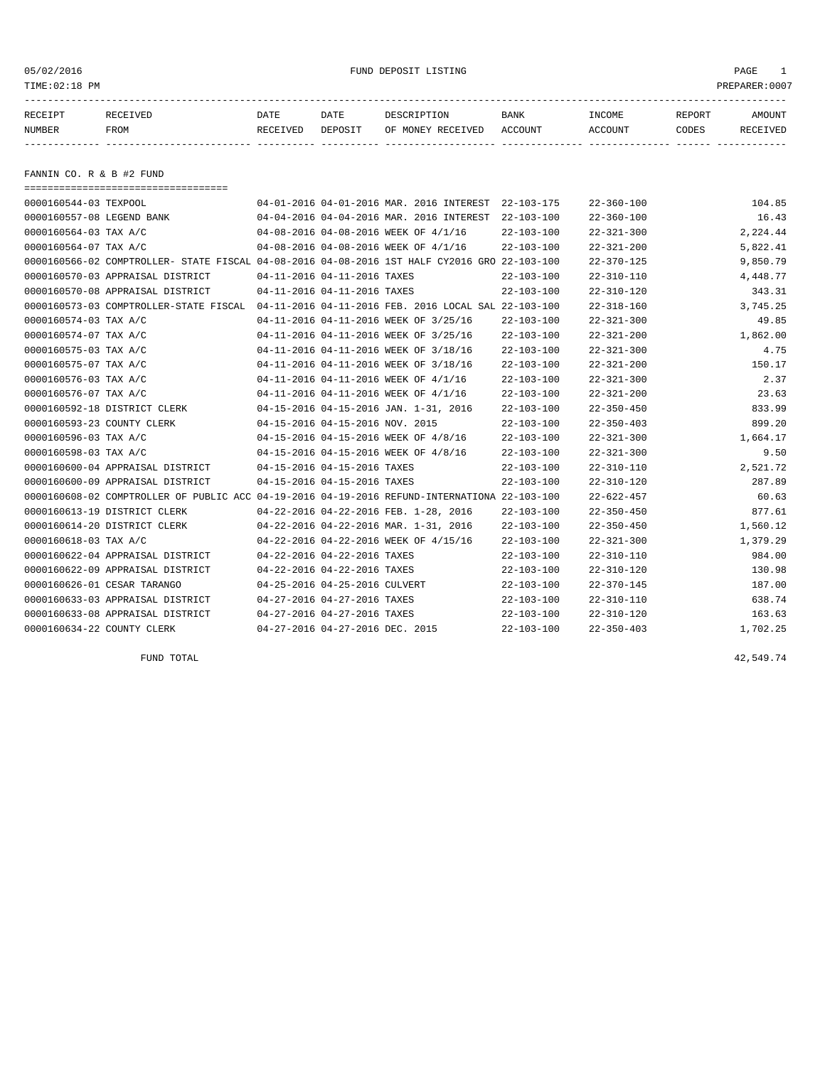05/02/2016 FUND DEPOSIT LISTING PAGE 1
TIME:02:18 PM PREPARER:0007

## FANNIN CO. R & B #2 FUND

| RECEIPT NUMBER | RECEIVED FROM | DATE RECEIVED | DATE DEPOSIT | DESCRIPTION OF MONEY RECEIVED | BANK ACCOUNT | INCOME ACCOUNT | REPORT CODES | AMOUNT RECEIVED |
|---|---|---|---|---|---|---|---|---|
| 0000160544-03 | TEXPOOL | 04-01-2016 | 04-01-2016 | MAR. 2016 INTEREST | 22-103-175 | 22-360-100 | | 104.85 |
| 0000160557-08 | LEGEND BANK | 04-04-2016 | 04-04-2016 | MAR. 2016 INTEREST | 22-103-100 | 22-360-100 | | 16.43 |
| 0000160564-03 | TAX A/C | 04-08-2016 | 04-08-2016 | WEEK OF 4/1/16 | 22-103-100 | 22-321-300 | | 2,224.44 |
| 0000160564-07 | TAX A/C | 04-08-2016 | 04-08-2016 | WEEK OF 4/1/16 | 22-103-100 | 22-321-200 | | 5,822.41 |
| 0000160566-02 | COMPTROLLER- STATE FISCAL | 04-08-2016 | 04-08-2016 | 1ST HALF CY2016 GRO | 22-103-100 | 22-370-125 | | 9,850.79 |
| 0000160570-03 | APPRAISAL DISTRICT | 04-11-2016 | 04-11-2016 | TAXES | 22-103-100 | 22-310-110 | | 4,448.77 |
| 0000160570-08 | APPRAISAL DISTRICT | 04-11-2016 | 04-11-2016 | TAXES | 22-103-100 | 22-310-120 | | 343.31 |
| 0000160573-02 | COMPTROLLER-STATE FISCAL | 04-11-2016 | 04-11-2016 | FEB. 2016 LOCAL SAL | 22-103-100 | 22-318-160 | | 3,745.25 |
| 0000160574-03 | TAX A/C | 04-11-2016 | 04-11-2016 | WEEK OF 3/25/16 | 22-103-100 | 22-321-300 | | 49.85 |
| 0000160574-07 | TAX A/C | 04-11-2016 | 04-11-2016 | WEEK OF 3/25/16 | 22-103-100 | 22-321-200 | | 1,862.00 |
| 0000160575-03 | TAX A/C | 04-11-2016 | 04-11-2016 | WEEK OF 3/18/16 | 22-103-100 | 22-321-300 | | 4.75 |
| 0000160575-07 | TAX A/C | 04-11-2016 | 04-11-2016 | WEEK OF 3/18/16 | 22-103-100 | 22-321-200 | | 150.17 |
| 0000160576-03 | TAX A/C | 04-11-2016 | 04-11-2016 | WEEK OF 4/1/16 | 22-103-100 | 22-321-300 | | 2.37 |
| 0000160576-07 | TAX A/C | 04-11-2016 | 04-11-2016 | WEEK OF 4/1/16 | 22-103-100 | 22-321-200 | | 23.63 |
| 0000160592-18 | DISTRICT CLERK | 04-15-2016 | 04-15-2016 | JAN. 1-31, 2016 | 22-103-100 | 22-350-450 | | 833.99 |
| 0000160593-23 | COUNTY CLERK | 04-15-2016 | 04-15-2016 | NOV. 2015 | 22-103-100 | 22-350-403 | | 899.20 |
| 0000160596-03 | TAX A/C | 04-15-2016 | 04-15-2016 | WEEK OF 4/8/16 | 22-103-100 | 22-321-300 | | 1,664.17 |
| 0000160598-03 | TAX A/C | 04-15-2016 | 04-15-2016 | WEEK OF 4/8/16 | 22-103-100 | 22-321-300 | | 9.50 |
| 0000160600-04 | APPRAISAL DISTRICT | 04-15-2016 | 04-15-2016 | TAXES | 22-103-100 | 22-310-110 | | 2,521.72 |
| 0000160600-09 | APPRAISAL DISTRICT | 04-15-2016 | 04-15-2016 | TAXES | 22-103-100 | 22-310-120 | | 287.89 |
| 0000160608-02 | COMPTROLLER OF PUBLIC ACC | 04-19-2016 | 04-19-2016 | REFUND-INTERNATIONA | 22-103-100 | 22-622-457 | | 60.63 |
| 0000160613-19 | DISTRICT CLERK | 04-22-2016 | 04-22-2016 | FEB. 1-28, 2016 | 22-103-100 | 22-350-450 | | 877.61 |
| 0000160614-20 | DISTRICT CLERK | 04-22-2016 | 04-22-2016 | MAR. 1-31, 2016 | 22-103-100 | 22-350-450 | | 1,560.12 |
| 0000160618-03 | TAX A/C | 04-22-2016 | 04-22-2016 | WEEK OF 4/15/16 | 22-103-100 | 22-321-300 | | 1,379.29 |
| 0000160622-04 | APPRAISAL DISTRICT | 04-22-2016 | 04-22-2016 | TAXES | 22-103-100 | 22-310-110 | | 984.00 |
| 0000160622-09 | APPRAISAL DISTRICT | 04-22-2016 | 04-22-2016 | TAXES | 22-103-100 | 22-310-120 | | 130.98 |
| 0000160626-01 | CESAR TARANGO | 04-25-2016 | 04-25-2016 | CULVERT | 22-103-100 | 22-370-145 | | 187.00 |
| 0000160633-03 | APPRAISAL DISTRICT | 04-27-2016 | 04-27-2016 | TAXES | 22-103-100 | 22-310-110 | | 638.74 |
| 0000160633-08 | APPRAISAL DISTRICT | 04-27-2016 | 04-27-2016 | TAXES | 22-103-100 | 22-310-120 | | 163.63 |
| 0000160634-22 | COUNTY CLERK | 04-27-2016 | 04-27-2016 | DEC. 2015 | 22-103-100 | 22-350-403 | | 1,702.25 |

FUND TOTAL 42,549.74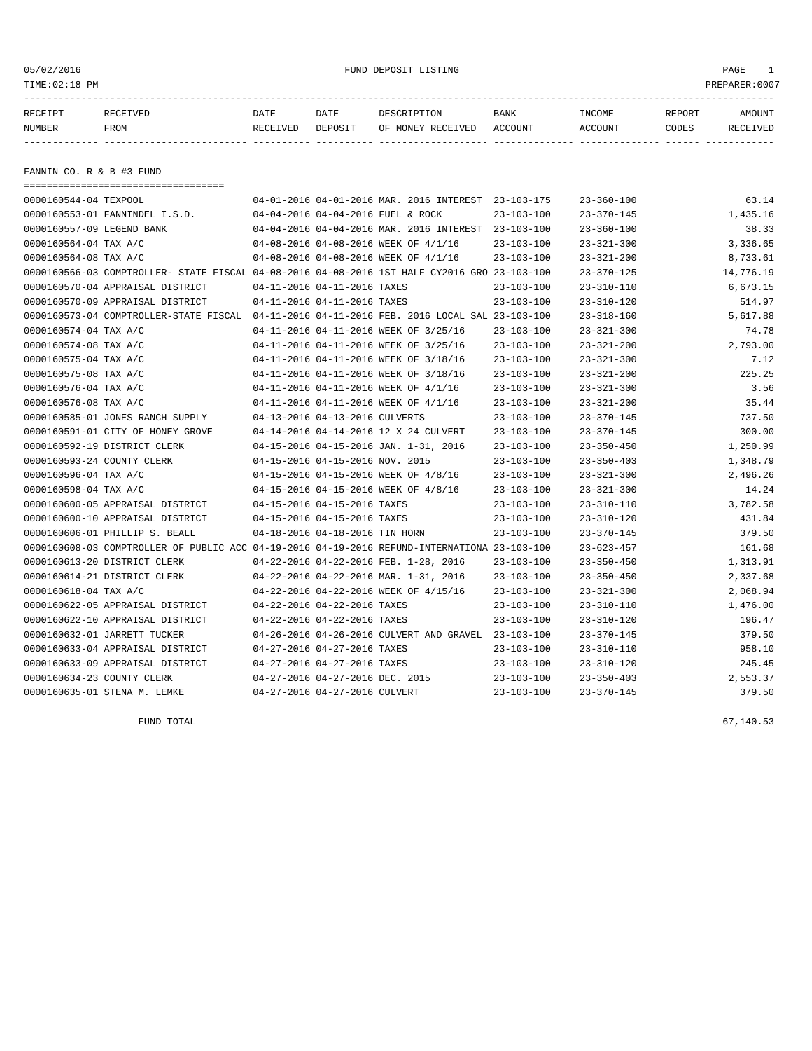FUND DEPOSIT LISTING

05/02/2016
TIME:02:18 PM
PREPARER:0007

## FANNIN CO. R & B #3 FUND

| RECEIPT NUMBER | RECEIVED FROM | DATE RECEIVED | DATE DEPOSIT | DESCRIPTION OF MONEY RECEIVED | BANK ACCOUNT | INCOME ACCOUNT | REPORT CODES | AMOUNT RECEIVED |
|---|---|---|---|---|---|---|---|---|
| 0000160544-04 | TEXPOOL | 04-01-2016 | 04-01-2016 | MAR. 2016 INTEREST | 23-103-175 | 23-360-100 | | 63.14 |
| 0000160553-01 | FANNINDEL I.S.D. | 04-04-2016 | 04-04-2016 | FUEL & ROCK | 23-103-100 | 23-370-145 | | 1,435.16 |
| 0000160557-09 | LEGEND BANK | 04-04-2016 | 04-04-2016 | MAR. 2016 INTEREST | 23-103-100 | 23-360-100 | | 38.33 |
| 0000160564-04 | TAX A/C | 04-08-2016 | 04-08-2016 | WEEK OF 4/1/16 | 23-103-100 | 23-321-300 | | 3,336.65 |
| 0000160564-08 | TAX A/C | 04-08-2016 | 04-08-2016 | WEEK OF 4/1/16 | 23-103-100 | 23-321-200 | | 8,733.61 |
| 0000160566-03 | COMPTROLLER- STATE FISCAL | 04-08-2016 | 04-08-2016 | 1ST HALF CY2016 GRO | 23-103-100 | 23-370-125 | | 14,776.19 |
| 0000160570-04 | APPRAISAL DISTRICT | 04-11-2016 | 04-11-2016 | TAXES | 23-103-100 | 23-310-110 | | 6,673.15 |
| 0000160570-09 | APPRAISAL DISTRICT | 04-11-2016 | 04-11-2016 | TAXES | 23-103-100 | 23-310-120 | | 514.97 |
| 0000160573-04 | COMPTROLLER-STATE FISCAL | 04-11-2016 | 04-11-2016 | FEB. 2016 LOCAL SAL | 23-103-100 | 23-318-160 | | 5,617.88 |
| 0000160574-04 | TAX A/C | 04-11-2016 | 04-11-2016 | WEEK OF 3/25/16 | 23-103-100 | 23-321-300 | | 74.78 |
| 0000160574-08 | TAX A/C | 04-11-2016 | 04-11-2016 | WEEK OF 3/25/16 | 23-103-100 | 23-321-200 | | 2,793.00 |
| 0000160575-04 | TAX A/C | 04-11-2016 | 04-11-2016 | WEEK OF 3/18/16 | 23-103-100 | 23-321-300 | | 7.12 |
| 0000160575-08 | TAX A/C | 04-11-2016 | 04-11-2016 | WEEK OF 3/18/16 | 23-103-100 | 23-321-200 | | 225.25 |
| 0000160576-04 | TAX A/C | 04-11-2016 | 04-11-2016 | WEEK OF 4/1/16 | 23-103-100 | 23-321-300 | | 3.56 |
| 0000160576-08 | TAX A/C | 04-11-2016 | 04-11-2016 | WEEK OF 4/1/16 | 23-103-100 | 23-321-200 | | 35.44 |
| 0000160585-01 | JONES RANCH SUPPLY | 04-13-2016 | 04-13-2016 | CULVERTS | 23-103-100 | 23-370-145 | | 737.50 |
| 0000160591-01 | CITY OF HONEY GROVE | 04-14-2016 | 04-14-2016 | 12 X 24 CULVERT | 23-103-100 | 23-370-145 | | 300.00 |
| 0000160592-19 | DISTRICT CLERK | 04-15-2016 | 04-15-2016 | JAN. 1-31, 2016 | 23-103-100 | 23-350-450 | | 1,250.99 |
| 0000160593-24 | COUNTY CLERK | 04-15-2016 | 04-15-2016 | NOV. 2015 | 23-103-100 | 23-350-403 | | 1,348.79 |
| 0000160596-04 | TAX A/C | 04-15-2016 | 04-15-2016 | WEEK OF 4/8/16 | 23-103-100 | 23-321-300 | | 2,496.26 |
| 0000160598-04 | TAX A/C | 04-15-2016 | 04-15-2016 | WEEK OF 4/8/16 | 23-103-100 | 23-321-300 | | 14.24 |
| 0000160600-05 | APPRAISAL DISTRICT | 04-15-2016 | 04-15-2016 | TAXES | 23-103-100 | 23-310-110 | | 3,782.58 |
| 0000160600-10 | APPRAISAL DISTRICT | 04-15-2016 | 04-15-2016 | TAXES | 23-103-100 | 23-310-120 | | 431.84 |
| 0000160606-01 | PHILLIP S. BEALL | 04-18-2016 | 04-18-2016 | TIN HORN | 23-103-100 | 23-370-145 | | 379.50 |
| 0000160608-03 | COMPTROLLER OF PUBLIC ACC | 04-19-2016 | 04-19-2016 | REFUND-INTERNATIONA | 23-103-100 | 23-623-457 | | 161.68 |
| 0000160613-20 | DISTRICT CLERK | 04-22-2016 | 04-22-2016 | FEB. 1-28, 2016 | 23-103-100 | 23-350-450 | | 1,313.91 |
| 0000160614-21 | DISTRICT CLERK | 04-22-2016 | 04-22-2016 | MAR. 1-31, 2016 | 23-103-100 | 23-350-450 | | 2,337.68 |
| 0000160618-04 | TAX A/C | 04-22-2016 | 04-22-2016 | WEEK OF 4/15/16 | 23-103-100 | 23-321-300 | | 2,068.94 |
| 0000160622-05 | APPRAISAL DISTRICT | 04-22-2016 | 04-22-2016 | TAXES | 23-103-100 | 23-310-110 | | 1,476.00 |
| 0000160622-10 | APPRAISAL DISTRICT | 04-22-2016 | 04-22-2016 | TAXES | 23-103-100 | 23-310-120 | | 196.47 |
| 0000160632-01 | JARRETT TUCKER | 04-26-2016 | 04-26-2016 | CULVERT AND GRAVEL | 23-103-100 | 23-370-145 | | 379.50 |
| 0000160633-04 | APPRAISAL DISTRICT | 04-27-2016 | 04-27-2016 | TAXES | 23-103-100 | 23-310-110 | | 958.10 |
| 0000160633-09 | APPRAISAL DISTRICT | 04-27-2016 | 04-27-2016 | TAXES | 23-103-100 | 23-310-120 | | 245.45 |
| 0000160634-23 | COUNTY CLERK | 04-27-2016 | 04-27-2016 | DEC. 2015 | 23-103-100 | 23-350-403 | | 2,553.37 |
| 0000160635-01 | STENA M. LEMKE | 04-27-2016 | 04-27-2016 | CULVERT | 23-103-100 | 23-370-145 | | 379.50 |
| | FUND TOTAL | | | | | | | 67,140.53 |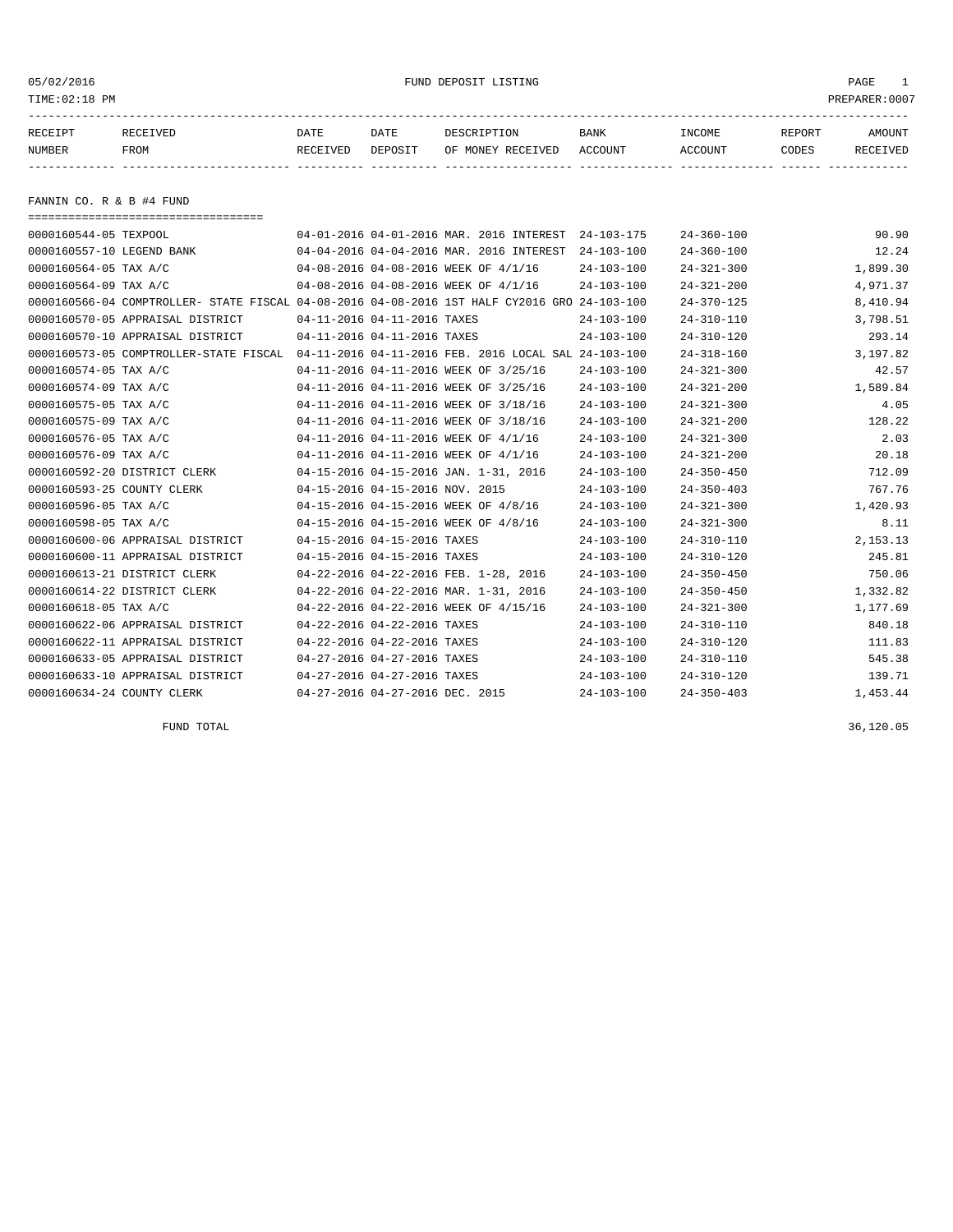05/02/2016 FUND DEPOSIT LISTING

TIME:02:18 PM PREPARER:0007

| RECEIPT NUMBER | RECEIVED FROM | DATE RECEIVED | DATE DEPOSIT | DESCRIPTION OF MONEY RECEIVED | BANK ACCOUNT | INCOME ACCOUNT | REPORT CODES | AMOUNT RECEIVED |
|---|---|---|---|---|---|---|---|---|

## FANNIN CO. R & B #4 FUND

| RECEIPT NUMBER | RECEIVED FROM | DATE RECEIVED | DATE DEPOSIT | DESCRIPTION OF MONEY RECEIVED | BANK ACCOUNT | INCOME ACCOUNT | REPORT CODES | AMOUNT RECEIVED |
|---|---|---|---|---|---|---|---|---|
| 0000160544-05 | TEXPOOL | 04-01-2016 | 04-01-2016 | MAR. 2016 INTEREST | 24-103-175 | 24-360-100 | | 90.90 |
| 0000160557-10 | LEGEND BANK | 04-04-2016 | 04-04-2016 | MAR. 2016 INTEREST | 24-103-100 | 24-360-100 | | 12.24 |
| 0000160564-05 | TAX A/C | 04-08-2016 | 04-08-2016 | WEEK OF 4/1/16 | 24-103-100 | 24-321-300 | | 1,899.30 |
| 0000160564-09 | TAX A/C | 04-08-2016 | 04-08-2016 | WEEK OF 4/1/16 | 24-103-100 | 24-321-200 | | 4,971.37 |
| 0000160566-04 | COMPTROLLER- STATE FISCAL | 04-08-2016 | 04-08-2016 | 1ST HALF CY2016 GRO | 24-103-100 | 24-370-125 | | 8,410.94 |
| 0000160570-05 | APPRAISAL DISTRICT | 04-11-2016 | 04-11-2016 | TAXES | 24-103-100 | 24-310-110 | | 3,798.51 |
| 0000160570-10 | APPRAISAL DISTRICT | 04-11-2016 | 04-11-2016 | TAXES | 24-103-100 | 24-310-120 | | 293.14 |
| 0000160573-05 | COMPTROLLER-STATE FISCAL | 04-11-2016 | 04-11-2016 | FEB. 2016 LOCAL SAL | 24-103-100 | 24-318-160 | | 3,197.82 |
| 0000160574-05 | TAX A/C | 04-11-2016 | 04-11-2016 | WEEK OF 3/25/16 | 24-103-100 | 24-321-300 | | 42.57 |
| 0000160574-09 | TAX A/C | 04-11-2016 | 04-11-2016 | WEEK OF 3/25/16 | 24-103-100 | 24-321-200 | | 1,589.84 |
| 0000160575-05 | TAX A/C | 04-11-2016 | 04-11-2016 | WEEK OF 3/18/16 | 24-103-100 | 24-321-300 | | 4.05 |
| 0000160575-09 | TAX A/C | 04-11-2016 | 04-11-2016 | WEEK OF 3/18/16 | 24-103-100 | 24-321-200 | | 128.22 |
| 0000160576-05 | TAX A/C | 04-11-2016 | 04-11-2016 | WEEK OF 4/1/16 | 24-103-100 | 24-321-300 | | 2.03 |
| 0000160576-09 | TAX A/C | 04-11-2016 | 04-11-2016 | WEEK OF 4/1/16 | 24-103-100 | 24-321-200 | | 20.18 |
| 0000160592-20 | DISTRICT CLERK | 04-15-2016 | 04-15-2016 | JAN. 1-31, 2016 | 24-103-100 | 24-350-450 | | 712.09 |
| 0000160593-25 | COUNTY CLERK | 04-15-2016 | 04-15-2016 | NOV. 2015 | 24-103-100 | 24-350-403 | | 767.76 |
| 0000160596-05 | TAX A/C | 04-15-2016 | 04-15-2016 | WEEK OF 4/8/16 | 24-103-100 | 24-321-300 | | 1,420.93 |
| 0000160598-05 | TAX A/C | 04-15-2016 | 04-15-2016 | WEEK OF 4/8/16 | 24-103-100 | 24-321-300 | | 8.11 |
| 0000160600-06 | APPRAISAL DISTRICT | 04-15-2016 | 04-15-2016 | TAXES | 24-103-100 | 24-310-110 | | 2,153.13 |
| 0000160600-11 | APPRAISAL DISTRICT | 04-15-2016 | 04-15-2016 | TAXES | 24-103-100 | 24-310-120 | | 245.81 |
| 0000160613-21 | DISTRICT CLERK | 04-22-2016 | 04-22-2016 | FEB. 1-28, 2016 | 24-103-100 | 24-350-450 | | 750.06 |
| 0000160614-22 | DISTRICT CLERK | 04-22-2016 | 04-22-2016 | MAR. 1-31, 2016 | 24-103-100 | 24-350-450 | | 1,332.82 |
| 0000160618-05 | TAX A/C | 04-22-2016 | 04-22-2016 | WEEK OF 4/15/16 | 24-103-100 | 24-321-300 | | 1,177.69 |
| 0000160622-06 | APPRAISAL DISTRICT | 04-22-2016 | 04-22-2016 | TAXES | 24-103-100 | 24-310-110 | | 840.18 |
| 0000160622-11 | APPRAISAL DISTRICT | 04-22-2016 | 04-22-2016 | TAXES | 24-103-100 | 24-310-120 | | 111.83 |
| 0000160633-05 | APPRAISAL DISTRICT | 04-27-2016 | 04-27-2016 | TAXES | 24-103-100 | 24-310-110 | | 545.38 |
| 0000160633-10 | APPRAISAL DISTRICT | 04-27-2016 | 04-27-2016 | TAXES | 24-103-100 | 24-310-120 | | 139.71 |
| 0000160634-24 | COUNTY CLERK | 04-27-2016 | 04-27-2016 | DEC. 2015 | 24-103-100 | 24-350-403 | | 1,453.44 |

FUND TOTAL 36,120.05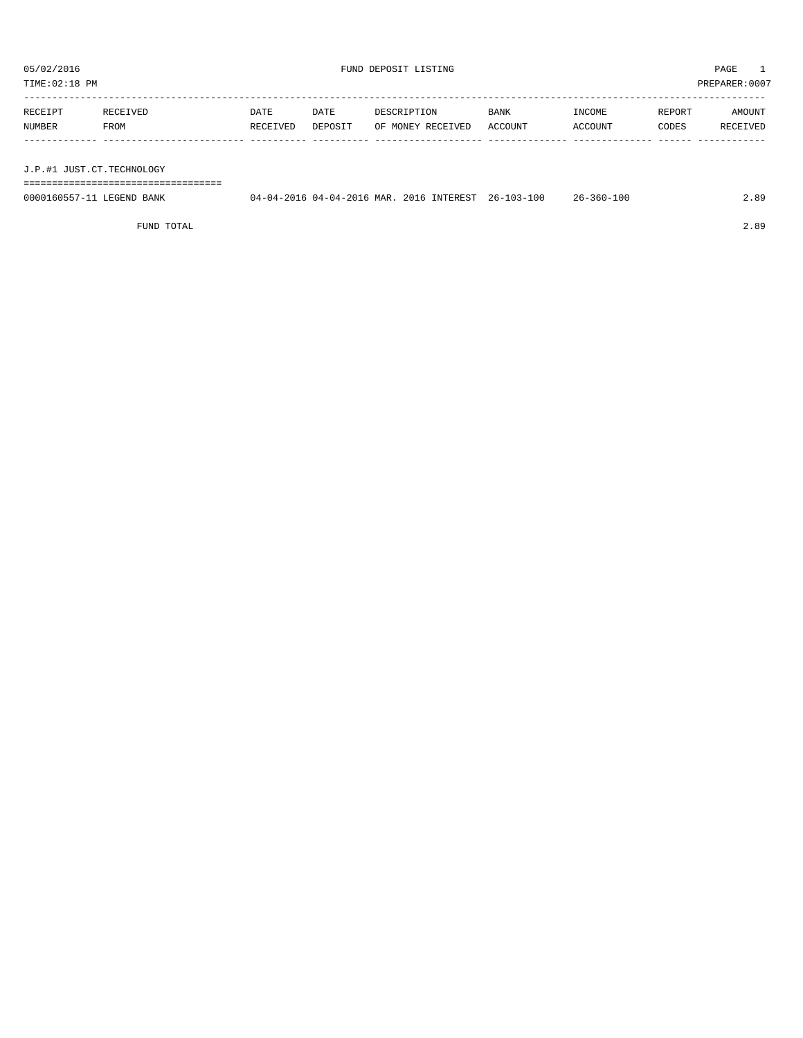05/02/2016 FUND DEPOSIT LISTING PAGE 1

TIME:02:18 PM PREPARER:0007

| RECEIPT NUMBER | RECEIVED FROM | DATE RECEIVED | DATE DEPOSIT | DESCRIPTION OF MONEY RECEIVED | BANK ACCOUNT | INCOME ACCOUNT | REPORT CODES | AMOUNT RECEIVED |
|---|---|---|---|---|---|---|---|---|
| J.P.#1 JUST.CT.TECHNOLOGY | | | | | | | | |
| 0000160557-11 | LEGEND BANK | 04-04-2016 | 04-04-2016 | MAR. 2016 INTEREST | 26-103-100 | 26-360-100 | | 2.89 |
| | FUND TOTAL | | | | | | | 2.89 |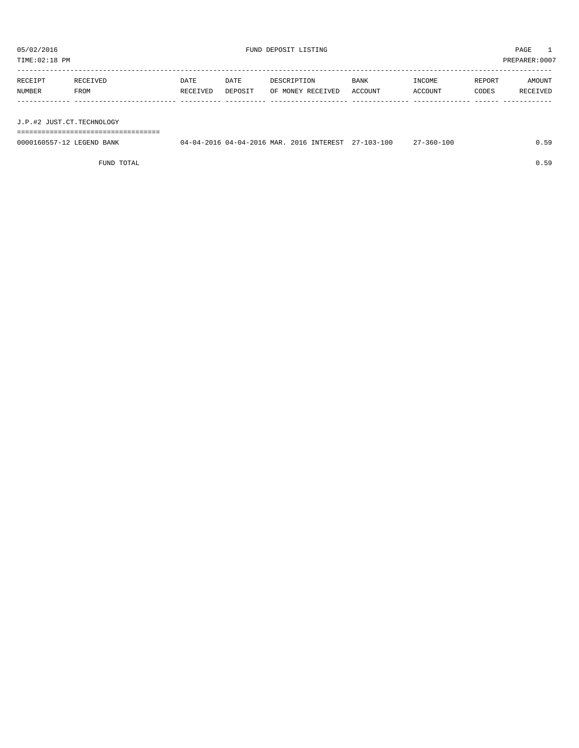05/02/2016 FUND DEPOSIT LISTING PAGE 1

TIME:02:18 PM PREPARER:0007

| RECEIPT NUMBER | RECEIVED FROM | DATE RECEIVED | DATE DEPOSIT | DESCRIPTION OF MONEY RECEIVED | BANK ACCOUNT | INCOME ACCOUNT | REPORT CODES | AMOUNT RECEIVED |
|---|---|---|---|---|---|---|---|---|
| **J.P.#2 JUST.CT.TECHNOLOGY** | | | | | | | | |
| 0000160557-12 | LEGEND BANK | 04-04-2016 | 04-04-2016 | MAR. 2016 INTEREST | 27-103-100 | 27-360-100 | | 0.59 |
| | FUND TOTAL | | | | | | | 0.59 |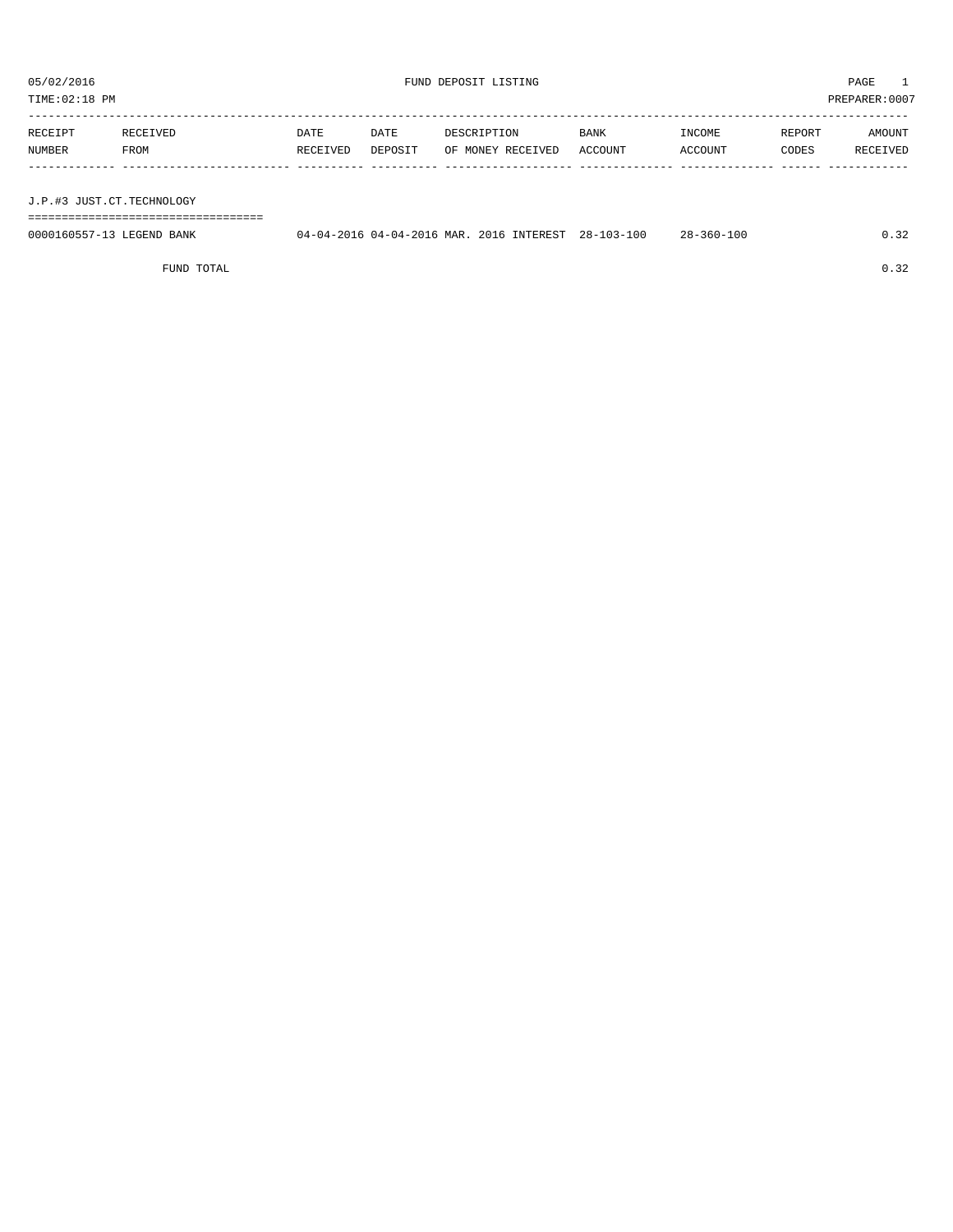05/02/2016 FUND DEPOSIT LISTING

TIME:02:18 PM PREPARER:0007

| RECEIPT NUMBER | RECEIVED FROM | DATE RECEIVED | DATE DEPOSIT | DESCRIPTION OF MONEY RECEIVED | BANK ACCOUNT | INCOME ACCOUNT | REPORT CODES | AMOUNT RECEIVED |
|---|---|---|---|---|---|---|---|---|
| J.P.#3 JUST.CT.TECHNOLOGY | | | | | | | | |
| 0000160557-13 | LEGEND BANK | 04-04-2016 | 04-04-2016 | MAR. 2016 INTEREST | 28-103-100 | 28-360-100 | | 0.32 |
| | FUND TOTAL | | | | | | | 0.32 |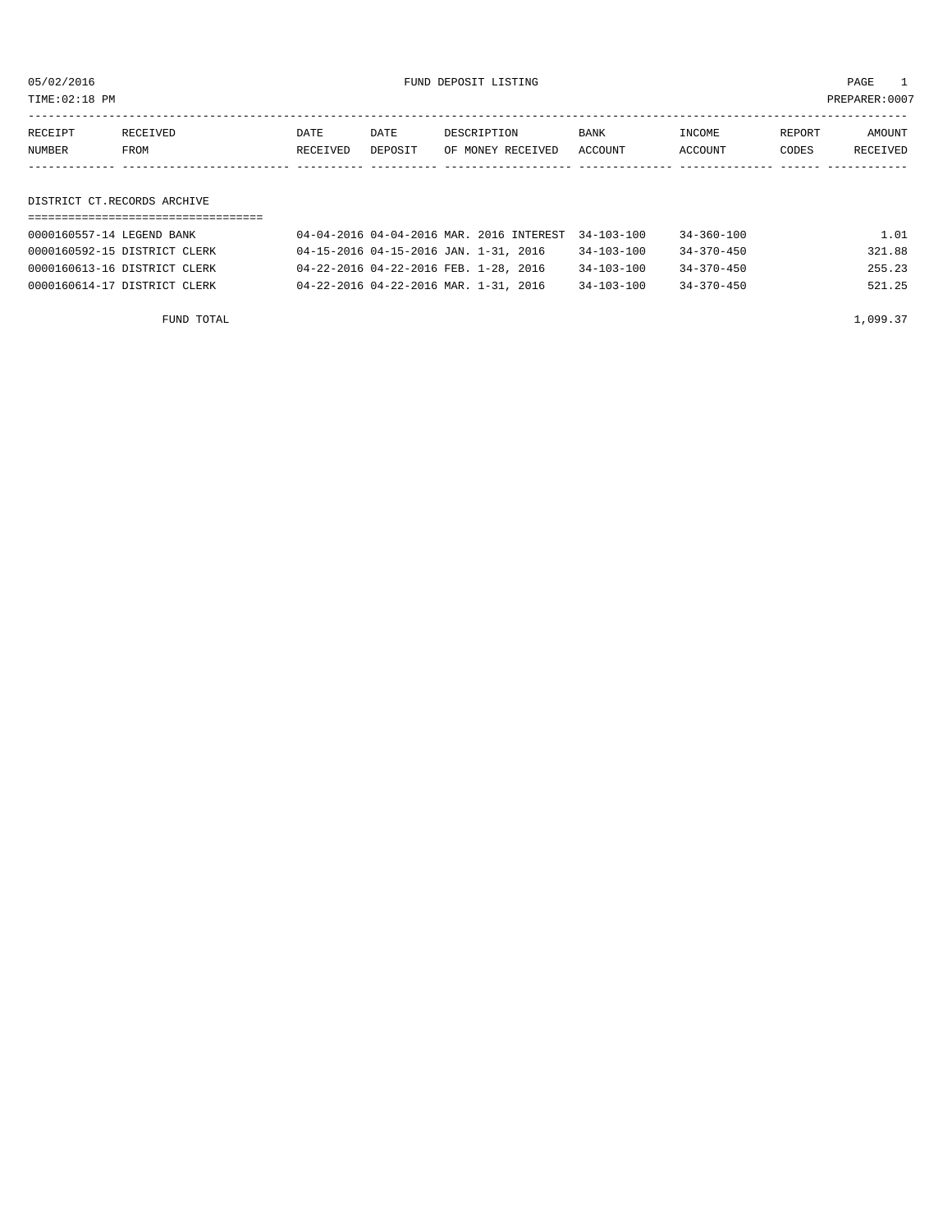05/02/2016 FUND DEPOSIT LISTING PAGE 1

TIME:02:18 PM PREPARER:0007

| RECEIPT NUMBER | RECEIVED FROM | DATE RECEIVED | DATE DEPOSIT | DESCRIPTION OF MONEY RECEIVED | BANK ACCOUNT | INCOME ACCOUNT | REPORT CODES | AMOUNT RECEIVED |
|---|---|---|---|---|---|---|---|---|
| **DISTRICT CT.RECORDS ARCHIVE** | | | | | | | | |
| 0000160557-14 | LEGEND BANK | 04-04-2016 | 04-04-2016 | MAR. 2016 INTEREST | 34-103-100 | 34-360-100 | | 1.01 |
| 0000160592-15 | DISTRICT CLERK | 04-15-2016 | 04-15-2016 | JAN. 1-31, 2016 | 34-103-100 | 34-370-450 | | 321.88 |
| 0000160613-16 | DISTRICT CLERK | 04-22-2016 | 04-22-2016 | FEB. 1-28, 2016 | 34-103-100 | 34-370-450 | | 255.23 |
| 0000160614-17 | DISTRICT CLERK | 04-22-2016 | 04-22-2016 | MAR. 1-31, 2016 | 34-103-100 | 34-370-450 | | 521.25 |
| | FUND TOTAL | | | | | | | 1,099.37 |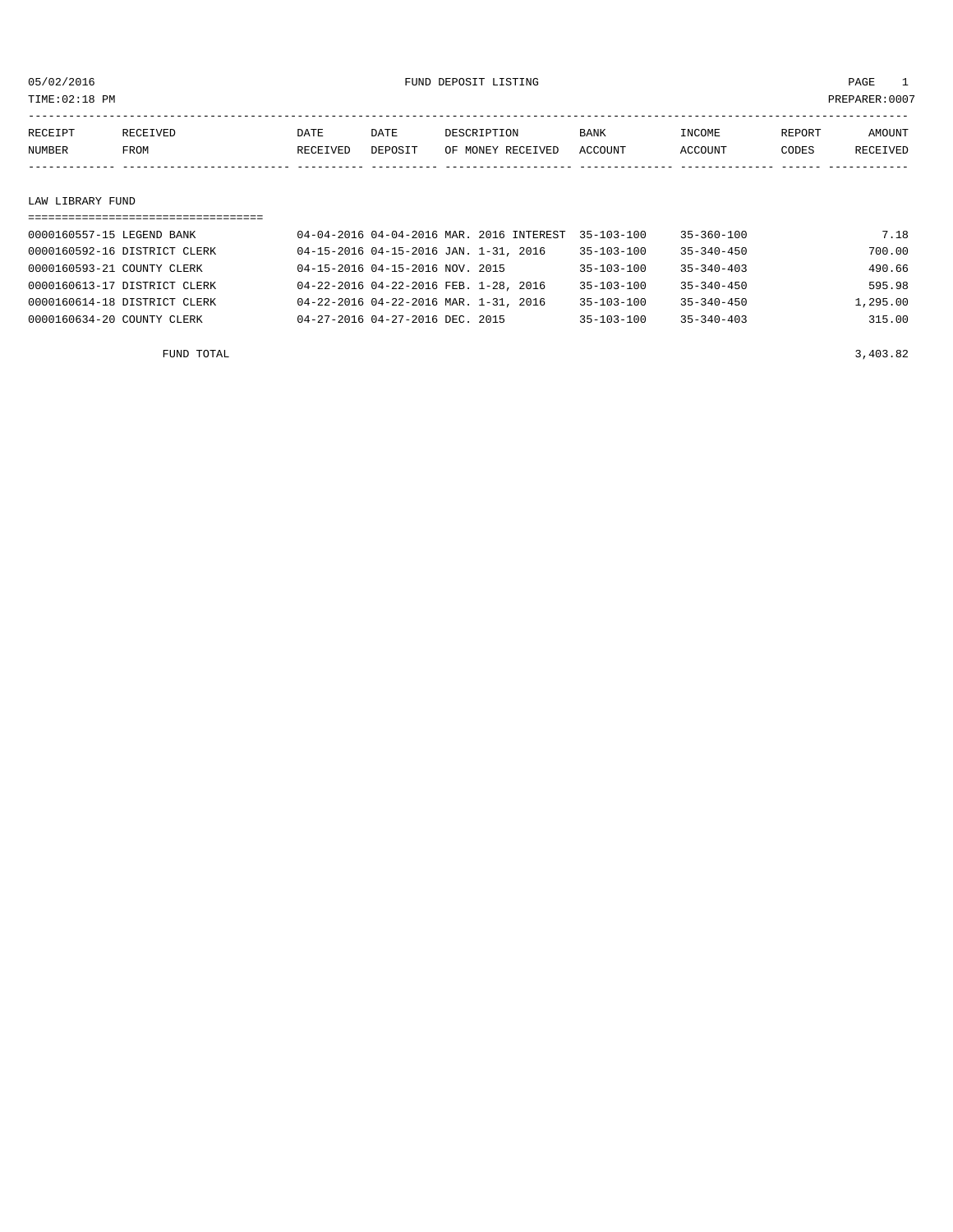05/02/2016 FUND DEPOSIT LISTING PAGE 1

TIME:02:18 PM PREPARER:0007

| RECEIPT NUMBER | RECEIVED FROM | DATE RECEIVED | DATE DEPOSIT | DESCRIPTION OF MONEY RECEIVED | BANK ACCOUNT | INCOME ACCOUNT | REPORT CODES | AMOUNT RECEIVED |
|---|---|---|---|---|---|---|---|---|

## LAW LIBRARY FUND

| RECEIPT NUMBER | RECEIVED FROM | DATE RECEIVED | DATE DEPOSIT | DESCRIPTION OF MONEY RECEIVED | BANK ACCOUNT | INCOME ACCOUNT | REPORT CODES | AMOUNT RECEIVED |
|---|---|---|---|---|---|---|---|---|
| 0000160557-15 | LEGEND BANK | 04-04-2016 | 04-04-2016 | MAR. 2016 INTEREST | 35-103-100 | 35-360-100 | | 7.18 |
| 0000160592-16 | DISTRICT CLERK | 04-15-2016 | 04-15-2016 | JAN. 1-31, 2016 | 35-103-100 | 35-340-450 | | 700.00 |
| 0000160593-21 | COUNTY CLERK | 04-15-2016 | 04-15-2016 | NOV. 2015 | 35-103-100 | 35-340-403 | | 490.66 |
| 0000160613-17 | DISTRICT CLERK | 04-22-2016 | 04-22-2016 | FEB. 1-28, 2016 | 35-103-100 | 35-340-450 | | 595.98 |
| 0000160614-18 | DISTRICT CLERK | 04-22-2016 | 04-22-2016 | MAR. 1-31, 2016 | 35-103-100 | 35-340-450 | | 1,295.00 |
| 0000160634-20 | COUNTY CLERK | 04-27-2016 | 04-27-2016 | DEC. 2015 | 35-103-100 | 35-340-403 | | 315.00 |

FUND TOTAL 3,403.82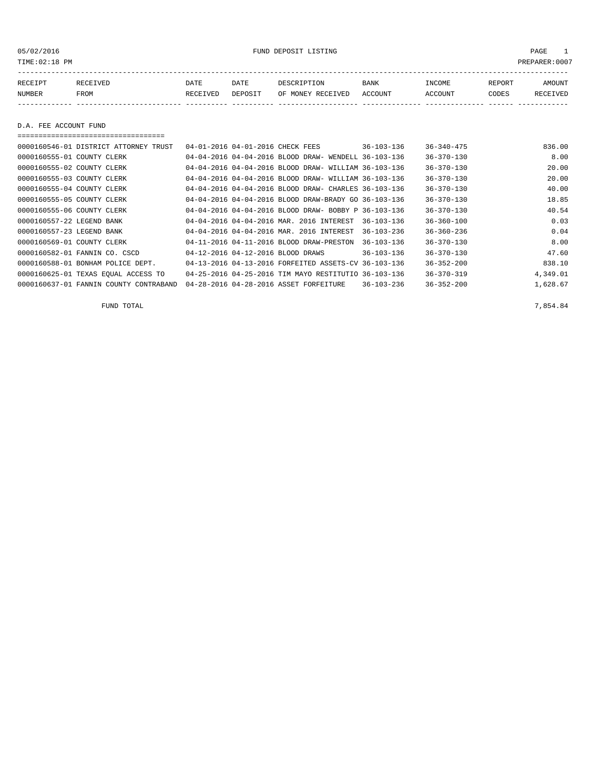05/02/2016 FUND DEPOSIT LISTING PAGE 1

TIME:02:18 PM PREPARER:0007

| RECEIPT NUMBER | RECEIVED FROM | DATE RECEIVED | DATE DEPOSIT | DESCRIPTION OF MONEY RECEIVED | BANK ACCOUNT | INCOME ACCOUNT | REPORT CODES | AMOUNT RECEIVED |
|---|---|---|---|---|---|---|---|---|

D.A. FEE ACCOUNT FUND

| RECEIPT NUMBER | RECEIVED FROM | DATE RECEIVED | DATE DEPOSIT | DESCRIPTION OF MONEY RECEIVED | BANK ACCOUNT | INCOME ACCOUNT | REPORT CODES | AMOUNT RECEIVED |
|---|---|---|---|---|---|---|---|---|
| 0000160546-01 | DISTRICT ATTORNEY TRUST | 04-01-2016 | 04-01-2016 | CHECK FEES | 36-103-136 | 36-340-475 | | 836.00 |
| 0000160555-01 | COUNTY CLERK | 04-04-2016 | 04-04-2016 | BLOOD DRAW- WENDELL | 36-103-136 | 36-370-130 | | 8.00 |
| 0000160555-02 | COUNTY CLERK | 04-04-2016 | 04-04-2016 | BLOOD DRAW- WILLIAM | 36-103-136 | 36-370-130 | | 20.00 |
| 0000160555-03 | COUNTY CLERK | 04-04-2016 | 04-04-2016 | BLOOD DRAW- WILLIAM | 36-103-136 | 36-370-130 | | 20.00 |
| 0000160555-04 | COUNTY CLERK | 04-04-2016 | 04-04-2016 | BLOOD DRAW- CHARLES | 36-103-136 | 36-370-130 | | 40.00 |
| 0000160555-05 | COUNTY CLERK | 04-04-2016 | 04-04-2016 | BLOOD DRAW-BRADY GO | 36-103-136 | 36-370-130 | | 18.85 |
| 0000160555-06 | COUNTY CLERK | 04-04-2016 | 04-04-2016 | BLOOD DRAW- BOBBY P | 36-103-136 | 36-370-130 | | 40.54 |
| 0000160557-22 | LEGEND BANK | 04-04-2016 | 04-04-2016 | MAR. 2016 INTEREST | 36-103-136 | 36-360-100 | | 0.03 |
| 0000160557-23 | LEGEND BANK | 04-04-2016 | 04-04-2016 | MAR. 2016 INTEREST | 36-103-236 | 36-360-236 | | 0.04 |
| 0000160569-01 | COUNTY CLERK | 04-11-2016 | 04-11-2016 | BLOOD DRAW-PRESTON | 36-103-136 | 36-370-130 | | 8.00 |
| 0000160582-01 | FANNIN CO. CSCD | 04-12-2016 | 04-12-2016 | BLOOD DRAWS | 36-103-136 | 36-370-130 | | 47.60 |
| 0000160588-01 | BONHAM POLICE DEPT. | 04-13-2016 | 04-13-2016 | FORFEITED ASSETS-CV | 36-103-136 | 36-352-200 | | 838.10 |
| 0000160625-01 | TEXAS EQUAL ACCESS TO | 04-25-2016 | 04-25-2016 | TIM MAYO RESTITUTIO | 36-103-136 | 36-370-319 | | 4,349.01 |
| 0000160637-01 | FANNIN COUNTY CONTRABAND | 04-28-2016 | 04-28-2016 | ASSET FORFEITURE | 36-103-236 | 36-352-200 | | 1,628.67 |
| | FUND TOTAL | | | | | | | 7,854.84 |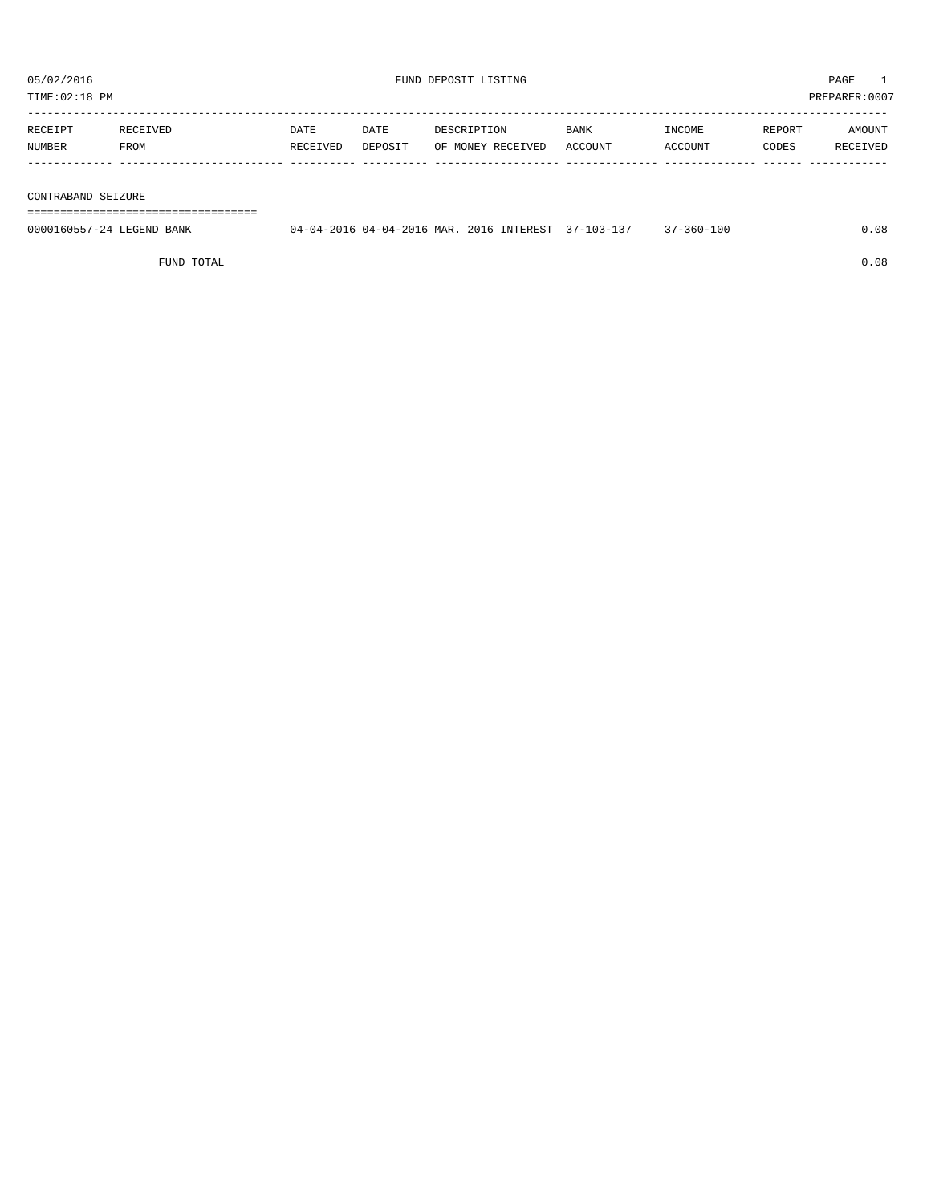05/02/2016 FUND DEPOSIT LISTING

TIME:02:18 PM PREPARER:0007

| RECEIPT NUMBER | RECEIVED FROM | DATE RECEIVED | DATE DEPOSIT | DESCRIPTION OF MONEY RECEIVED | BANK ACCOUNT | INCOME ACCOUNT | REPORT CODES | AMOUNT RECEIVED |
|---|---|---|---|---|---|---|---|---|
| **CONTRABAND SEIZURE** | | | | | | | | |
| 0000160557-24 | LEGEND BANK | 04-04-2016 | 04-04-2016 | MAR. 2016 INTEREST | 37-103-137 | 37-360-100 | | 0.08 |
| | FUND TOTAL | | | | | | | 0.08 |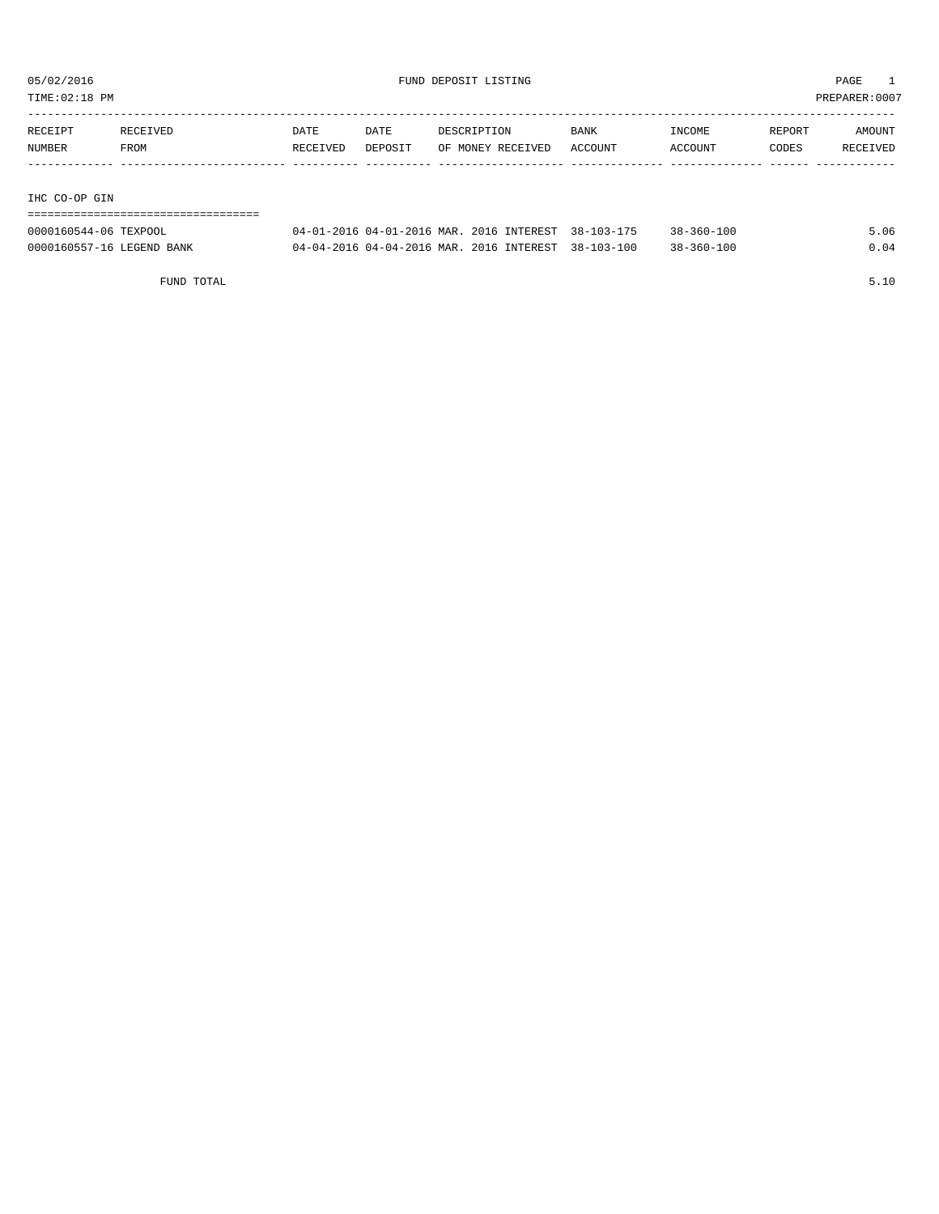FUND DEPOSIT LISTING

05/02/2016
TIME:02:18 PM

PREPARER:0007

| RECEIPT NUMBER | RECEIVED FROM | DATE RECEIVED | DATE DEPOSIT | DESCRIPTION OF MONEY RECEIVED | BANK ACCOUNT | INCOME ACCOUNT | REPORT CODES | AMOUNT RECEIVED |
|---|---|---|---|---|---|---|---|---|
| **IHC CO-OP GIN** | | | | | | | | |
| 0000160544-06 | TEXPOOL | 04-01-2016 | 04-01-2016 | MAR. 2016 INTEREST | 38-103-175 | 38-360-100 | | 5.06 |
| 0000160557-16 | LEGEND BANK | 04-04-2016 | 04-04-2016 | MAR. 2016 INTEREST | 38-103-100 | 38-360-100 | | 0.04 |
| | FUND TOTAL | | | | | | | 5.10 |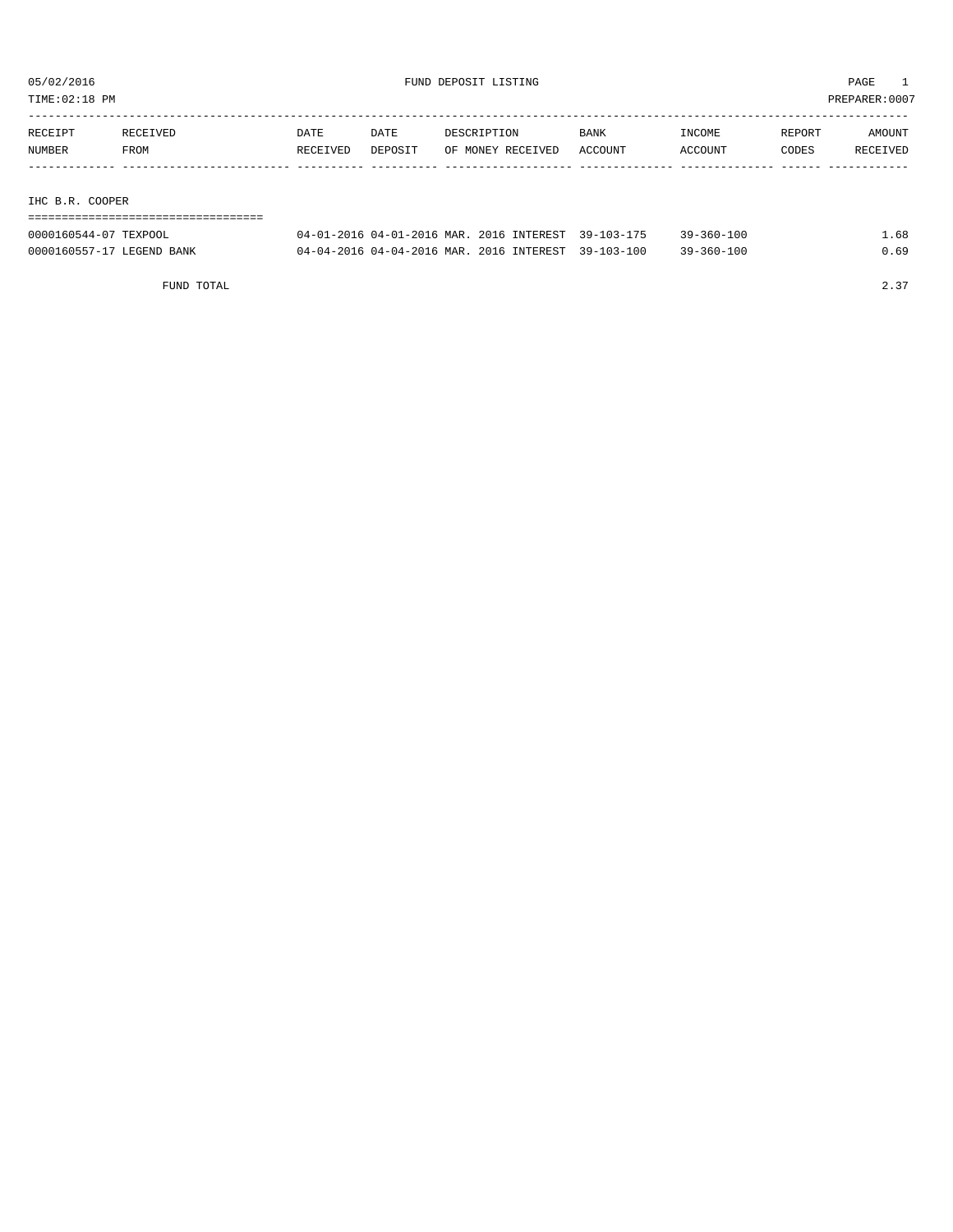05/02/2016 FUND DEPOSIT LISTING PAGE 1

TIME:02:18 PM PREPARER:0007

| RECEIPT NUMBER | RECEIVED FROM | DATE RECEIVED | DATE DEPOSIT | DESCRIPTION OF MONEY RECEIVED | BANK ACCOUNT | INCOME ACCOUNT | REPORT CODES | AMOUNT RECEIVED |
|---|---|---|---|---|---|---|---|---|
| IHC B.R. COOPER | | | | | | | | |
| 0000160544-07 | TEXPOOL | 04-01-2016 | 04-01-2016 | MAR. 2016 INTEREST | 39-103-175 | 39-360-100 | | 1.68 |
| 0000160557-17 | LEGEND BANK | 04-04-2016 | 04-04-2016 | MAR. 2016 INTEREST | 39-103-100 | 39-360-100 | | 0.69 |
| | FUND TOTAL | | | | | | | 2.37 |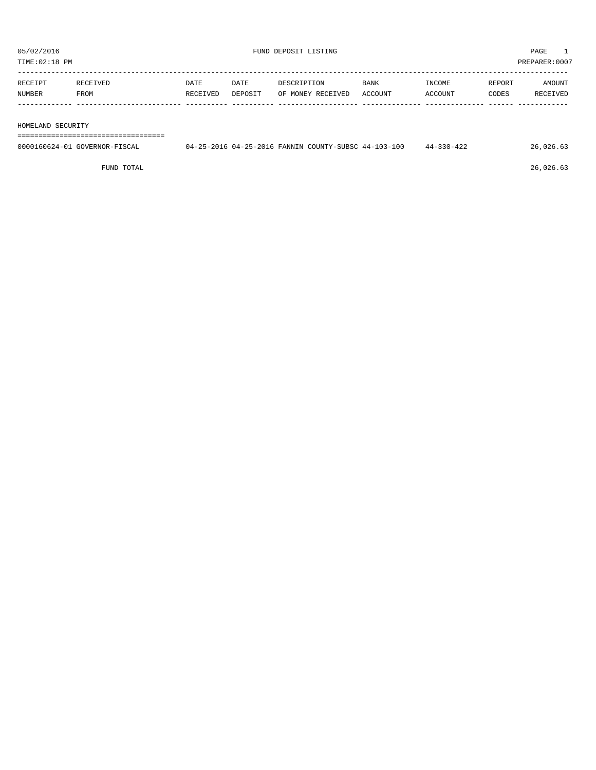05/02/2016 FUND DEPOSIT LISTING

TIME:02:18 PM PREPARER:0007

| RECEIPT NUMBER | RECEIVED FROM | DATE RECEIVED | DATE DEPOSIT | DESCRIPTION OF MONEY RECEIVED | BANK ACCOUNT | INCOME ACCOUNT | REPORT CODES | AMOUNT RECEIVED |
|---|---|---|---|---|---|---|---|---|
| HOMELAND SECURITY | | | | | | | | |
| 0000160624-01 | GOVERNOR-FISCAL | 04-25-2016 | 04-25-2016 | FANNIN COUNTY-SUBSC | 44-103-100 | 44-330-422 | | 26,026.63 |
| | FUND TOTAL | | | | | | | 26,026.63 |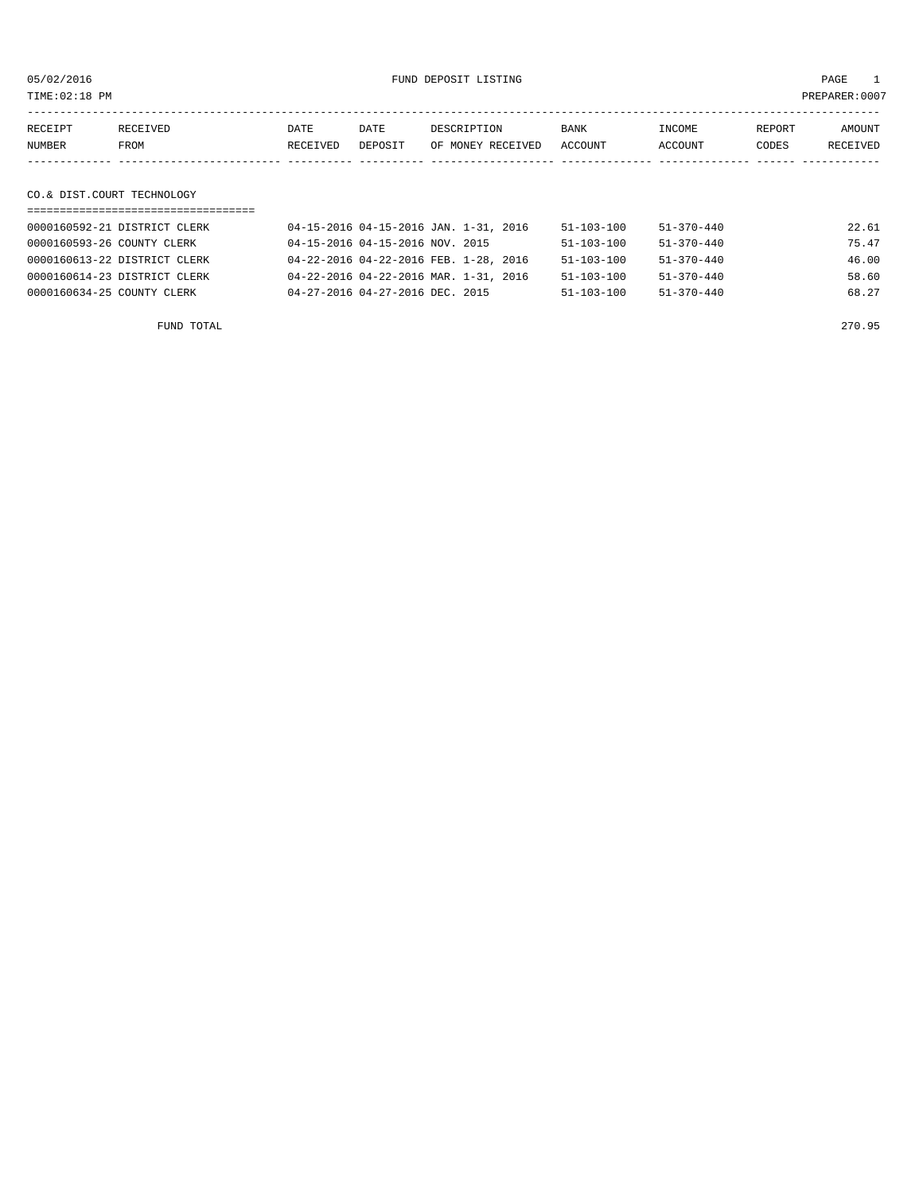05/02/2016 FUND DEPOSIT LISTING PAGE 1

TIME:02:18 PM PREPARER:0007

| RECEIPT NUMBER | RECEIVED FROM | DATE RECEIVED | DATE DEPOSIT | DESCRIPTION OF MONEY RECEIVED | BANK ACCOUNT | INCOME ACCOUNT | REPORT CODES | AMOUNT RECEIVED |
|---|---|---|---|---|---|---|---|---|

## CO.& DIST.COURT TECHNOLOGY

| RECEIPT NUMBER | RECEIVED FROM | DATE RECEIVED | DATE DEPOSIT | DESCRIPTION OF MONEY RECEIVED | BANK ACCOUNT | INCOME ACCOUNT | REPORT CODES | AMOUNT RECEIVED |
|---|---|---|---|---|---|---|---|---|
| 0000160592-21 | DISTRICT CLERK | 04-15-2016 | 04-15-2016 | JAN. 1-31, 2016 | 51-103-100 | 51-370-440 | | 22.61 |
| 0000160593-26 | COUNTY CLERK | 04-15-2016 | 04-15-2016 | NOV. 2015 | 51-103-100 | 51-370-440 | | 75.47 |
| 0000160613-22 | DISTRICT CLERK | 04-22-2016 | 04-22-2016 | FEB. 1-28, 2016 | 51-103-100 | 51-370-440 | | 46.00 |
| 0000160614-23 | DISTRICT CLERK | 04-22-2016 | 04-22-2016 | MAR. 1-31, 2016 | 51-103-100 | 51-370-440 | | 58.60 |
| 0000160634-25 | COUNTY CLERK | 04-27-2016 | 04-27-2016 | DEC. 2015 | 51-103-100 | 51-370-440 | | 68.27 |

FUND TOTAL 270.95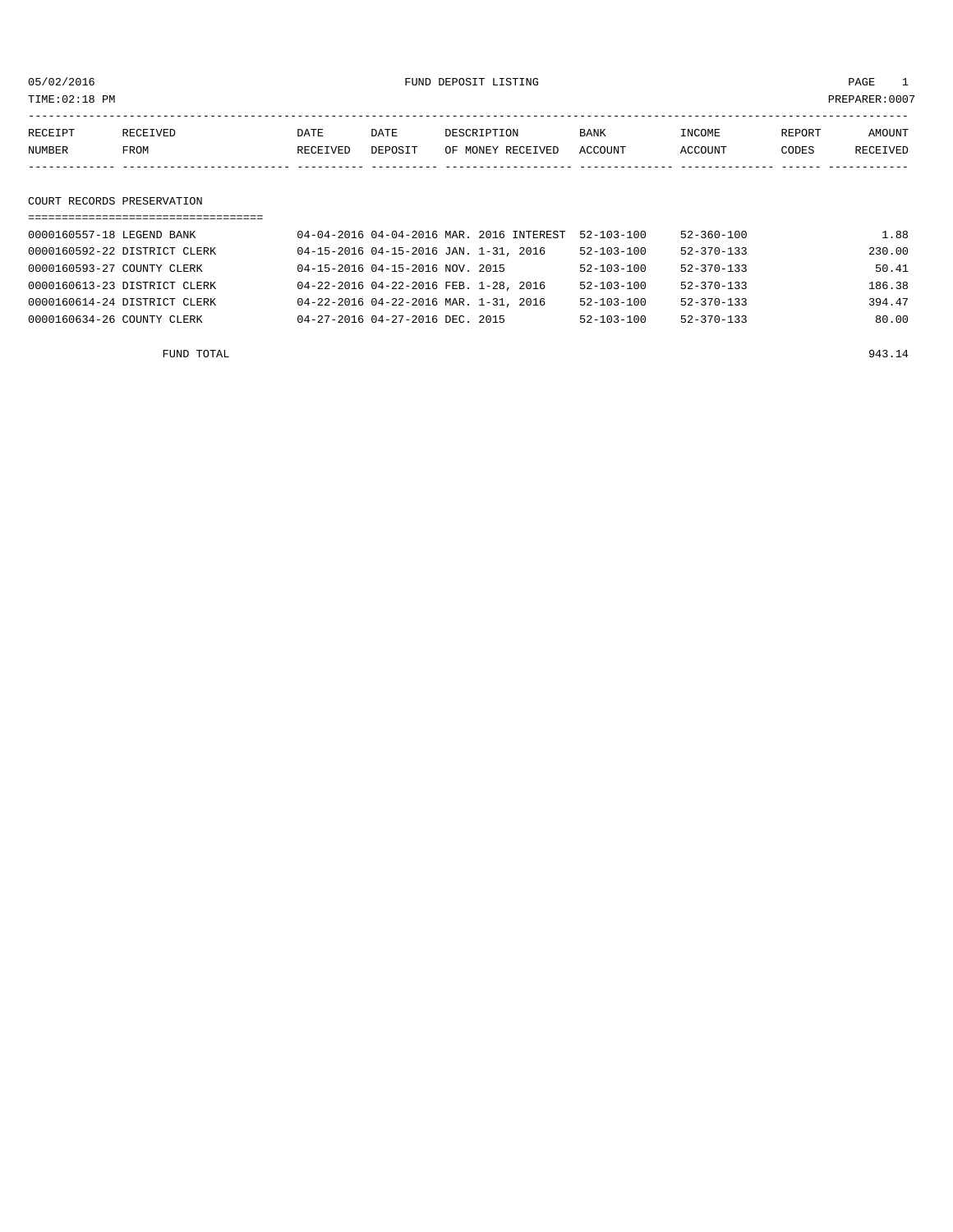05/02/2016 FUND DEPOSIT LISTING PAGE 1

TIME:02:18 PM PREPARER:0007

| RECEIPT NUMBER | RECEIVED FROM | DATE RECEIVED | DATE DEPOSIT | DESCRIPTION OF MONEY RECEIVED | BANK ACCOUNT | INCOME ACCOUNT | REPORT CODES | AMOUNT RECEIVED |
|---|---|---|---|---|---|---|---|---|

COURT RECORDS PRESERVATION

| RECEIPT NUMBER | RECEIVED FROM | DATE RECEIVED | DATE DEPOSIT | DESCRIPTION OF MONEY RECEIVED | BANK ACCOUNT | INCOME ACCOUNT | REPORT CODES | AMOUNT RECEIVED |
|---|---|---|---|---|---|---|---|---|
| 0000160557-18 | LEGEND BANK | 04-04-2016 | 04-04-2016 | MAR. 2016 INTEREST | 52-103-100 | 52-360-100 | | 1.88 |
| 0000160592-22 | DISTRICT CLERK | 04-15-2016 | 04-15-2016 | JAN. 1-31, 2016 | 52-103-100 | 52-370-133 | | 230.00 |
| 0000160593-27 | COUNTY CLERK | 04-15-2016 | 04-15-2016 | NOV. 2015 | 52-103-100 | 52-370-133 | | 50.41 |
| 0000160613-23 | DISTRICT CLERK | 04-22-2016 | 04-22-2016 | FEB. 1-28, 2016 | 52-103-100 | 52-370-133 | | 186.38 |
| 0000160614-24 | DISTRICT CLERK | 04-22-2016 | 04-22-2016 | MAR. 1-31, 2016 | 52-103-100 | 52-370-133 | | 394.47 |
| 0000160634-26 | COUNTY CLERK | 04-27-2016 | 04-27-2016 | DEC. 2015 | 52-103-100 | 52-370-133 | | 80.00 |

FUND TOTAL 943.14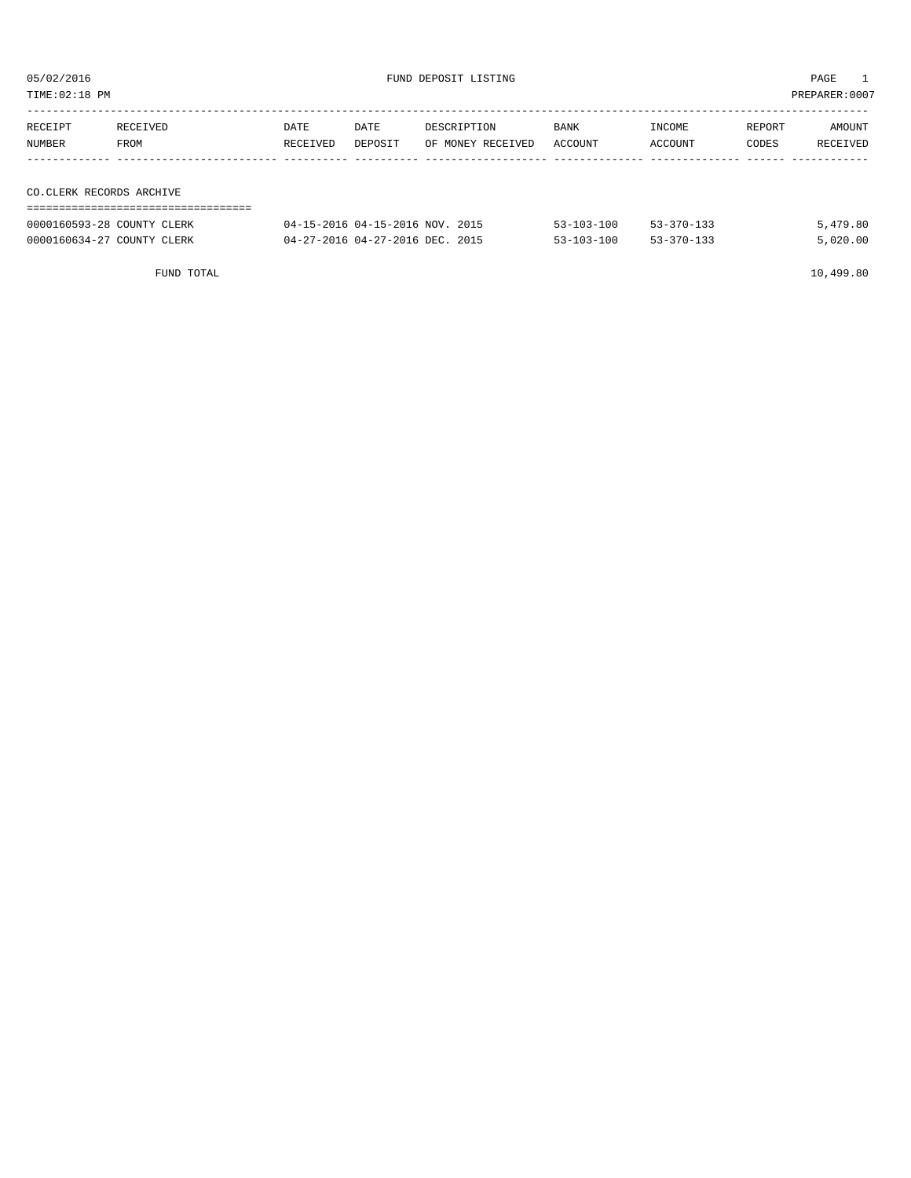05/02/2016 FUND DEPOSIT LISTING PAGE 1

TIME:02:18 PM PREPARER:0007

| RECEIPT NUMBER | RECEIVED FROM | DATE RECEIVED | DATE DEPOSIT | DESCRIPTION OF MONEY RECEIVED | BANK ACCOUNT | INCOME ACCOUNT | REPORT CODES | AMOUNT RECEIVED |
|---|---|---|---|---|---|---|---|---|
| **CO.CLERK RECORDS ARCHIVE** | | | | | | | | |
| 0000160593-28 | COUNTY CLERK | 04-15-2016 | 04-15-2016 | NOV. 2015 | 53-103-100 | 53-370-133 | | 5,479.80 |
| 0000160634-27 | COUNTY CLERK | 04-27-2016 | 04-27-2016 | DEC. 2015 | 53-103-100 | 53-370-133 | | 5,020.00 |
| | FUND TOTAL | | | | | | | 10,499.80 |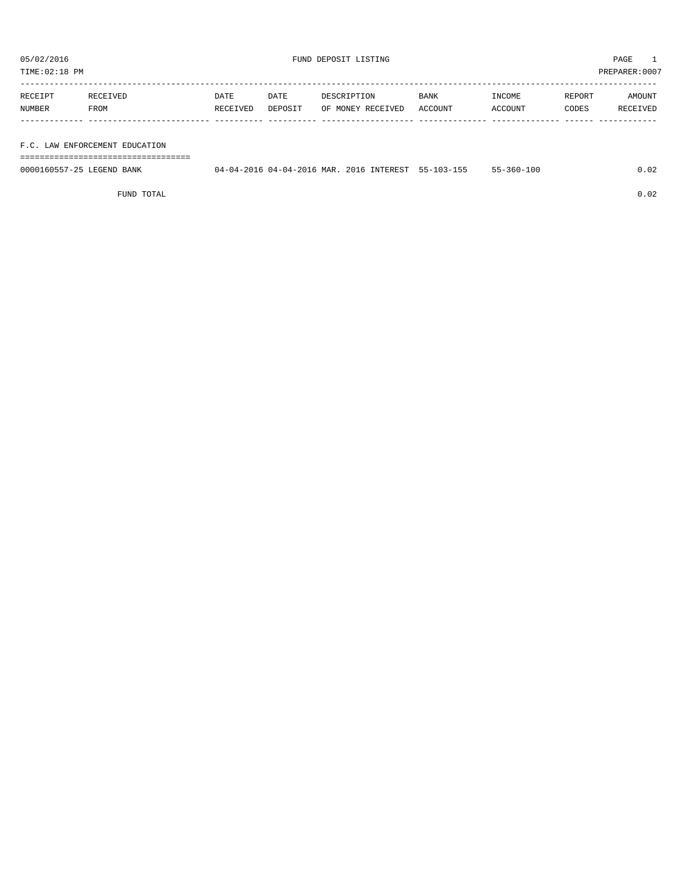05/02/2016 FUND DEPOSIT LISTING PAGE 1

TIME:02:18 PM PREPARER:0007

| RECEIPT NUMBER | RECEIVED FROM | DATE RECEIVED | DATE DEPOSIT | DESCRIPTION OF MONEY RECEIVED | BANK ACCOUNT | INCOME ACCOUNT | REPORT CODES | AMOUNT RECEIVED |
|---|---|---|---|---|---|---|---|---|
| **F.C. LAW ENFORCEMENT EDUCATION** | | | | | | | | |
| 0000160557-25 | LEGEND BANK | 04-04-2016 | 04-04-2016 | MAR. 2016 INTEREST | 55-103-155 | 55-360-100 | | 0.02 |
| | FUND TOTAL | | | | | | | 0.02 |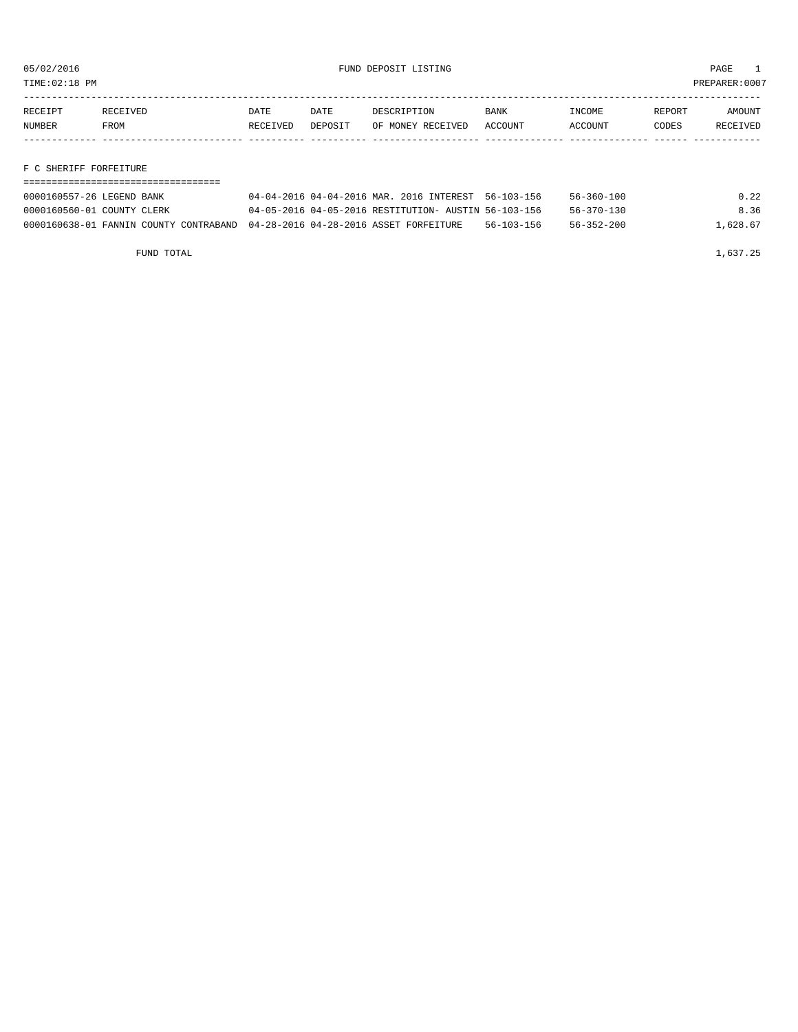05/02/2016 FUND DEPOSIT LISTING PAGE 1

TIME:02:18 PM PREPARER:0007

| RECEIPT NUMBER | RECEIVED FROM | DATE RECEIVED | DATE DEPOSIT | DESCRIPTION OF MONEY RECEIVED | BANK ACCOUNT | INCOME ACCOUNT | REPORT CODES | AMOUNT RECEIVED |
|---|---|---|---|---|---|---|---|---|
| **F C SHERIFF FORFEITURE** | | | | | | | | |
| 0000160557-26 | LEGEND BANK | 04-04-2016 | 04-04-2016 | MAR. 2016 INTEREST | 56-103-156 | 56-360-100 | | 0.22 |
| 0000160560-01 | COUNTY CLERK | 04-05-2016 | 04-05-2016 | RESTITUTION- AUSTIN | 56-103-156 | 56-370-130 | | 8.36 |
| 0000160638-01 | FANNIN COUNTY CONTRABAND | 04-28-2016 | 04-28-2016 | ASSET FORFEITURE | 56-103-156 | 56-352-200 | | 1,628.67 |
| | FUND TOTAL | | | | | | | 1,637.25 |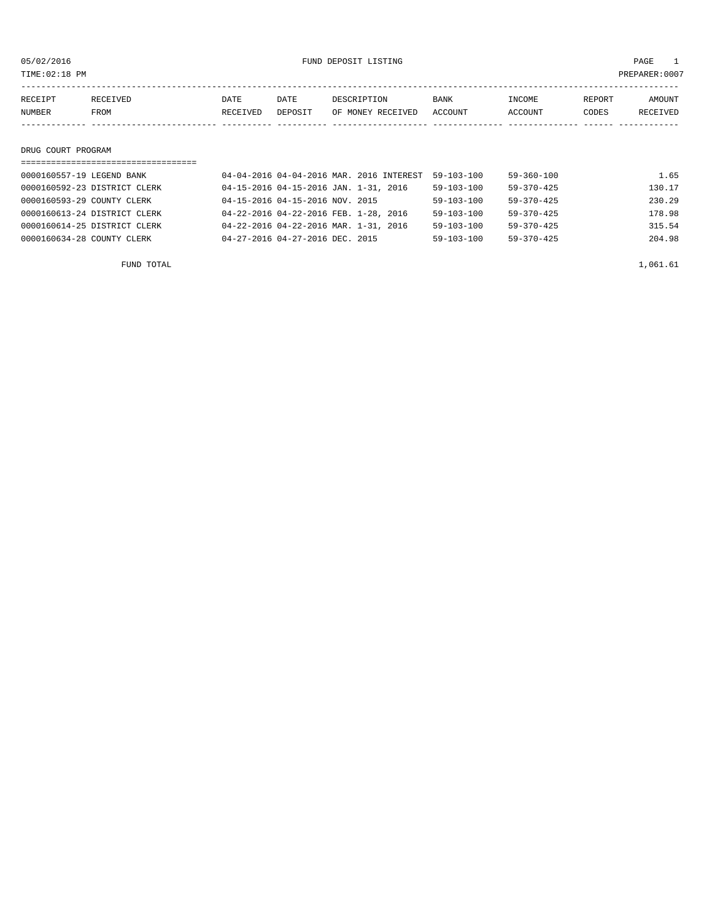05/02/2016 FUND DEPOSIT LISTING

TIME:02:18 PM PREPARER:0007

| RECEIPT NUMBER | RECEIVED FROM | DATE RECEIVED | DATE DEPOSIT | DESCRIPTION OF MONEY RECEIVED | BANK ACCOUNT | INCOME ACCOUNT | REPORT CODES | AMOUNT RECEIVED |
|---|---|---|---|---|---|---|---|---|

## DRUG COURT PROGRAM

| RECEIPT NUMBER | RECEIVED FROM | DATE RECEIVED | DATE DEPOSIT | DESCRIPTION OF MONEY RECEIVED | BANK ACCOUNT | INCOME ACCOUNT | REPORT CODES | AMOUNT RECEIVED |
|---|---|---|---|---|---|---|---|---|
| 0000160557-19 | LEGEND BANK | 04-04-2016 | 04-04-2016 | MAR. 2016 INTEREST | 59-103-100 | 59-360-100 | | 1.65 |
| 0000160592-23 | DISTRICT CLERK | 04-15-2016 | 04-15-2016 | JAN. 1-31, 2016 | 59-103-100 | 59-370-425 | | 130.17 |
| 0000160593-29 | COUNTY CLERK | 04-15-2016 | 04-15-2016 | NOV. 2015 | 59-103-100 | 59-370-425 | | 230.29 |
| 0000160613-24 | DISTRICT CLERK | 04-22-2016 | 04-22-2016 | FEB. 1-28, 2016 | 59-103-100 | 59-370-425 | | 178.98 |
| 0000160614-25 | DISTRICT CLERK | 04-22-2016 | 04-22-2016 | MAR. 1-31, 2016 | 59-103-100 | 59-370-425 | | 315.54 |
| 0000160634-28 | COUNTY CLERK | 04-27-2016 | 04-27-2016 | DEC. 2015 | 59-103-100 | 59-370-425 | | 204.98 |
| | FUND TOTAL | | | | | | | 1,061.61 |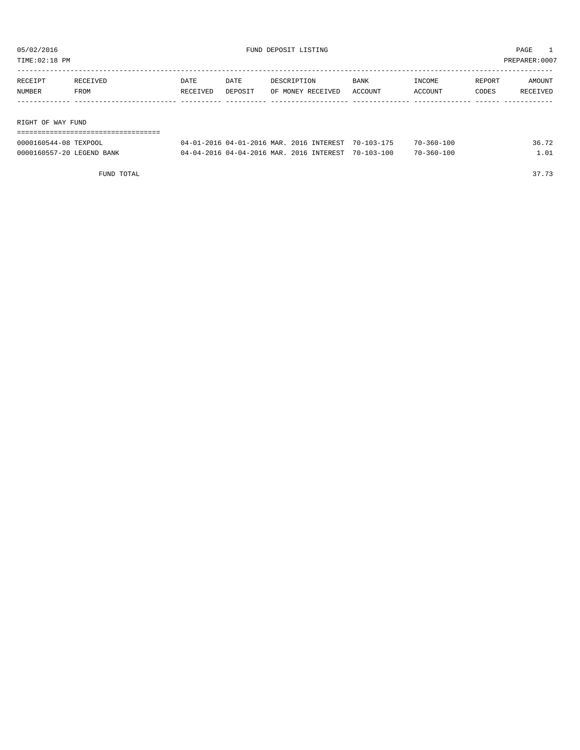05/02/2016 FUND DEPOSIT LISTING

TIME:02:18 PM PREPARER:0007

| RECEIPT NUMBER | RECEIVED FROM | DATE RECEIVED | DATE DEPOSIT | DESCRIPTION OF MONEY RECEIVED | BANK ACCOUNT | INCOME ACCOUNT | REPORT CODES | AMOUNT RECEIVED |
|---|---|---|---|---|---|---|---|---|
| **RIGHT OF WAY FUND** | | | | | | | | |
| 0000160544-08 | TEXPOOL | 04-01-2016 | 04-01-2016 | MAR. 2016 INTEREST | 70-103-175 | 70-360-100 | | 36.72 |
| 0000160557-20 | LEGEND BANK | 04-04-2016 | 04-04-2016 | MAR. 2016 INTEREST | 70-103-100 | 70-360-100 | | 1.01 |
| | FUND TOTAL | | | | | | | 37.73 |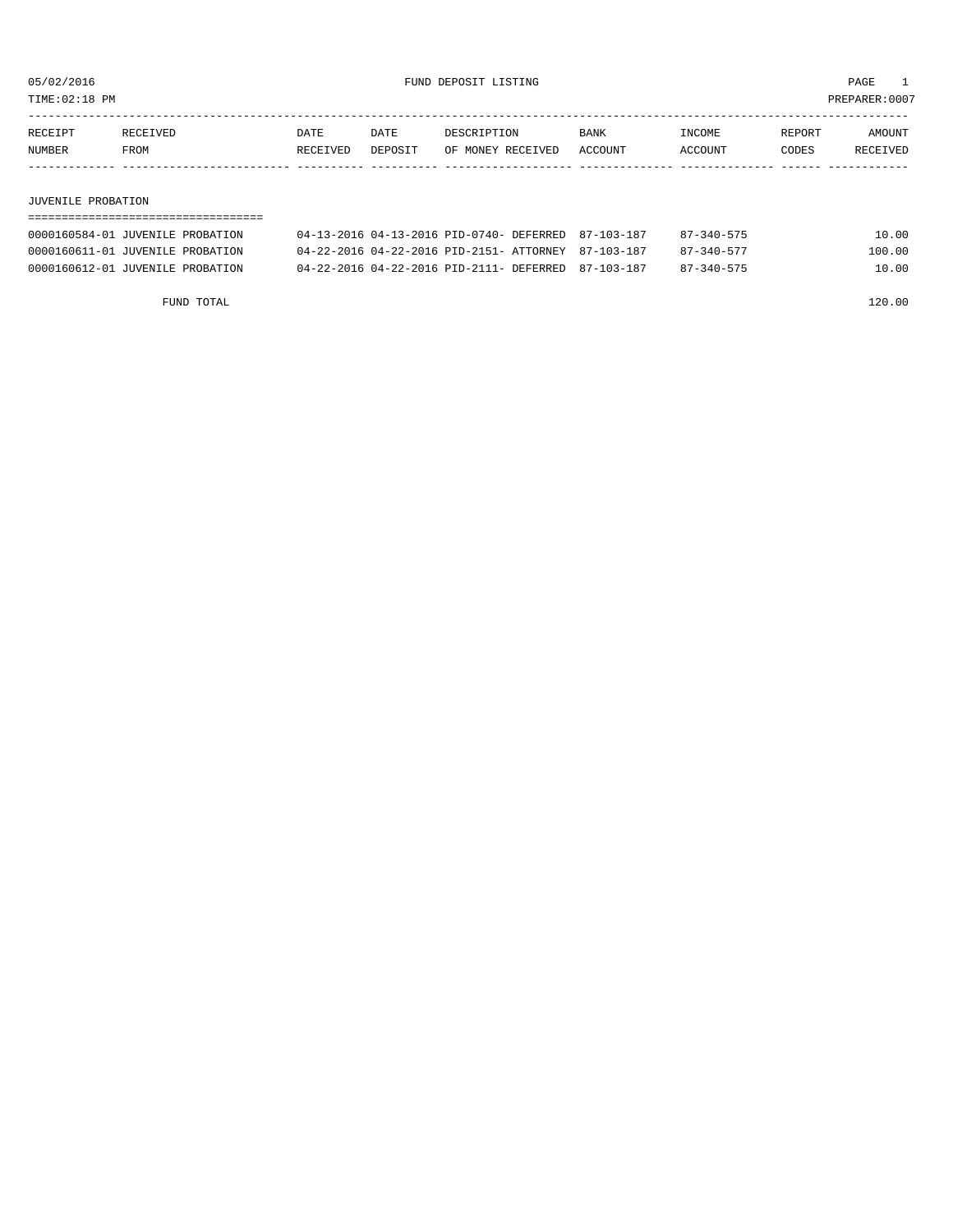05/02/2016 FUND DEPOSIT LISTING PAGE 1

TIME:02:18 PM PREPARER:0007

| RECEIPT NUMBER | RECEIVED FROM | DATE RECEIVED | DATE DEPOSIT | DESCRIPTION OF MONEY RECEIVED | BANK ACCOUNT | INCOME ACCOUNT | REPORT CODES | AMOUNT RECEIVED |
|---|---|---|---|---|---|---|---|---|

## JUVENILE PROBATION

| RECEIPT NUMBER | RECEIVED FROM | DATE RECEIVED | DATE DEPOSIT | DESCRIPTION OF MONEY RECEIVED | BANK ACCOUNT | INCOME ACCOUNT | REPORT CODES | AMOUNT RECEIVED |
|---|---|---|---|---|---|---|---|---|
| 0000160584-01 | JUVENILE PROBATION | 04-13-2016 | 04-13-2016 | PID-0740- DEFERRED | 87-103-187 | 87-340-575 | | 10.00 |
| 0000160611-01 | JUVENILE PROBATION | 04-22-2016 | 04-22-2016 | PID-2151- ATTORNEY | 87-103-187 | 87-340-577 | | 100.00 |
| 0000160612-01 | JUVENILE PROBATION | 04-22-2016 | 04-22-2016 | PID-2111- DEFERRED | 87-103-187 | 87-340-575 | | 10.00 |

FUND TOTAL 120.00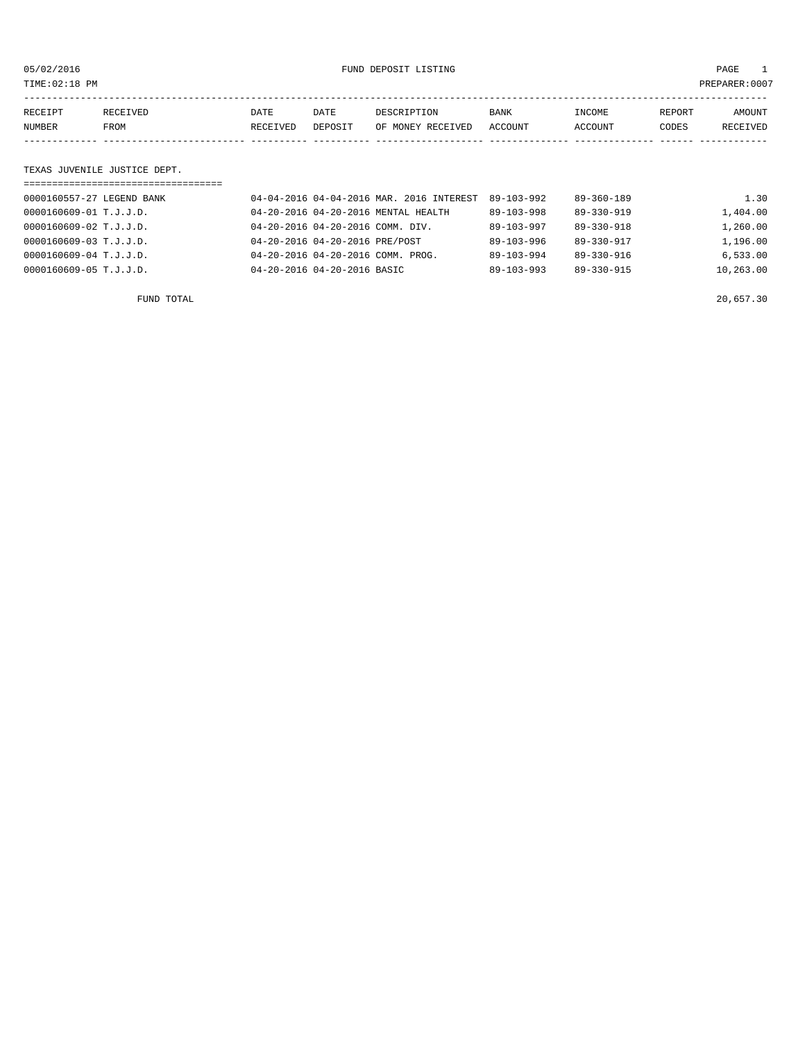05/02/2016 FUND DEPOSIT LISTING PAGE 1

TIME:02:18 PM PREPARER:0007

| RECEIPT NUMBER | RECEIVED FROM | DATE RECEIVED | DATE DEPOSIT | DESCRIPTION OF MONEY RECEIVED | BANK ACCOUNT | INCOME ACCOUNT | REPORT CODES | AMOUNT RECEIVED |
|---|---|---|---|---|---|---|---|---|

TEXAS JUVENILE JUSTICE DEPT.

| RECEIPT NUMBER | RECEIVED FROM | DATE RECEIVED | DATE DEPOSIT | DESCRIPTION OF MONEY RECEIVED | BANK ACCOUNT | INCOME ACCOUNT | REPORT CODES | AMOUNT RECEIVED |
|---|---|---|---|---|---|---|---|---|
| 0000160557-27 | LEGEND BANK | 04-04-2016 | 04-04-2016 | MAR. 2016 INTEREST | 89-103-992 | 89-360-189 | | 1.30 |
| 0000160609-01 | T.J.J.D. | 04-20-2016 | 04-20-2016 | MENTAL HEALTH | 89-103-998 | 89-330-919 | | 1,404.00 |
| 0000160609-02 | T.J.J.D. | 04-20-2016 | 04-20-2016 | COMM. DIV. | 89-103-997 | 89-330-918 | | 1,260.00 |
| 0000160609-03 | T.J.J.D. | 04-20-2016 | 04-20-2016 | PRE/POST | 89-103-996 | 89-330-917 | | 1,196.00 |
| 0000160609-04 | T.J.J.D. | 04-20-2016 | 04-20-2016 | COMM. PROG. | 89-103-994 | 89-330-916 | | 6,533.00 |
| 0000160609-05 | T.J.J.D. | 04-20-2016 | 04-20-2016 | BASIC | 89-103-993 | 89-330-915 | | 10,263.00 |

FUND TOTAL 20,657.30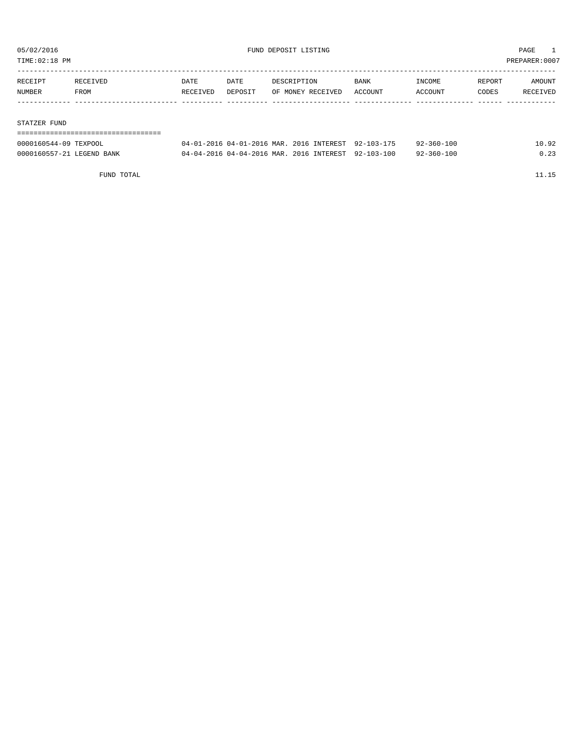05/02/2016 FUND DEPOSIT LISTING PAGE 1

TIME:02:18 PM PREPARER:0007

| RECEIPT NUMBER | RECEIVED FROM | DATE RECEIVED | DATE DEPOSIT | DESCRIPTION OF MONEY RECEIVED | BANK ACCOUNT | INCOME ACCOUNT | REPORT CODES | AMOUNT RECEIVED |
|---|---|---|---|---|---|---|---|---|
| **STATZER FUND** | | | | | | | | |
| 0000160544-09 | TEXPOOL | 04-01-2016 | 04-01-2016 | MAR. 2016 INTEREST | 92-103-175 | 92-360-100 | | 10.92 |
| 0000160557-21 | LEGEND BANK | 04-04-2016 | 04-04-2016 | MAR. 2016 INTEREST | 92-103-100 | 92-360-100 | | 0.23 |
| | FUND TOTAL | | | | | | | 11.15 |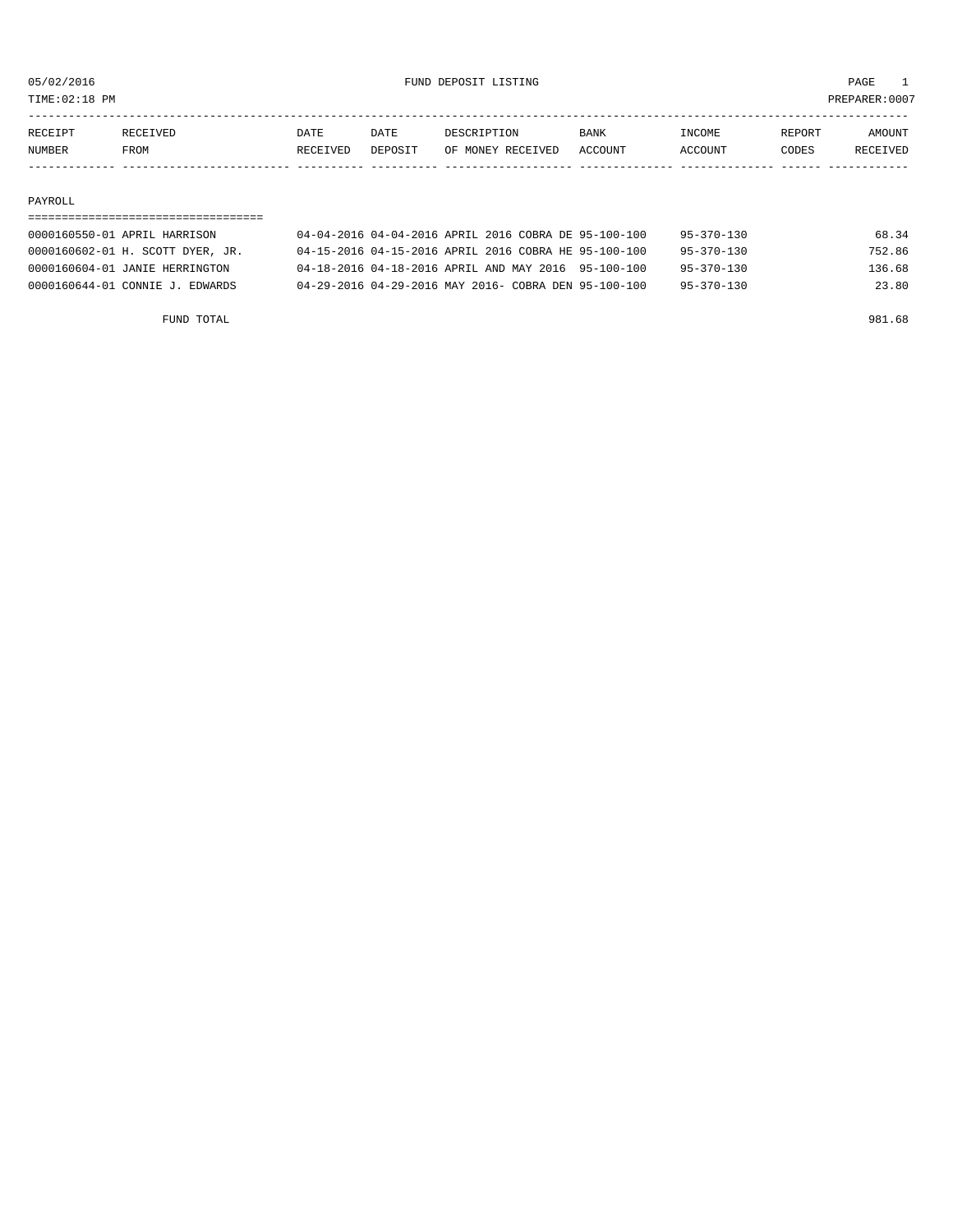05/02/2016 FUND DEPOSIT LISTING PAGE 1

TIME:02:18 PM PREPARER:0007

| RECEIPT NUMBER | RECEIVED FROM | DATE RECEIVED | DATE DEPOSIT | DESCRIPTION OF MONEY RECEIVED | BANK ACCOUNT | INCOME ACCOUNT | REPORT CODES | AMOUNT RECEIVED |
|---|---|---|---|---|---|---|---|---|
| **PAYROLL** | | | | | | | | |
| 0000160550-01 | APRIL HARRISON | 04-04-2016 | 04-04-2016 | APRIL 2016 COBRA DE | 95-100-100 | 95-370-130 | | 68.34 |
| 0000160602-01 | H. SCOTT DYER, JR. | 04-15-2016 | 04-15-2016 | APRIL 2016 COBRA HE | 95-100-100 | 95-370-130 | | 752.86 |
| 0000160604-01 | JANIE HERRINGTON | 04-18-2016 | 04-18-2016 | APRIL AND MAY 2016 | 95-100-100 | 95-370-130 | | 136.68 |
| 0000160644-01 | CONNIE J. EDWARDS | 04-29-2016 | 04-29-2016 | MAY 2016- COBRA DEN | 95-100-100 | 95-370-130 | | 23.80 |
| | FUND TOTAL | | | | | | | 981.68 |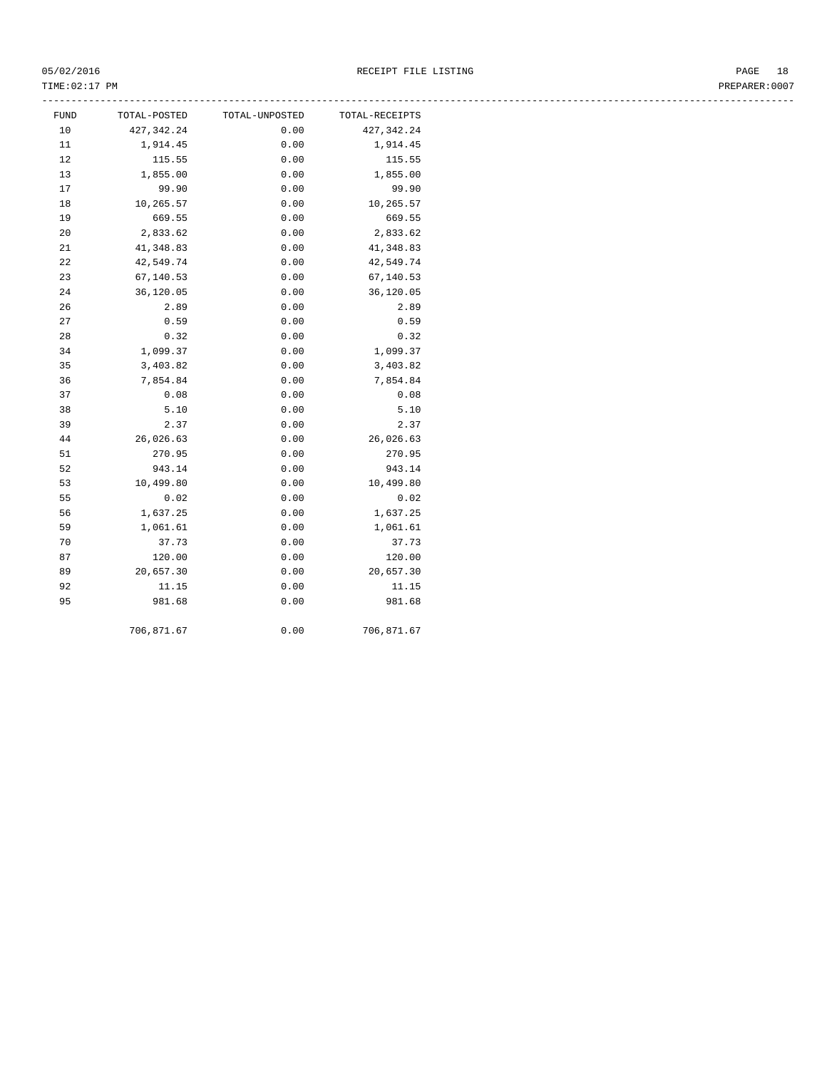05/02/2016 RECEIPT FILE LISTING

TIME:02:17 PM PREPARER:0007

| FUND | TOTAL-POSTED | TOTAL-UNPOSTED | TOTAL-RECEIPTS |
|---|---|---|---|
| 10 | 427,342.24 | 0.00 | 427,342.24 |
| 11 | 1,914.45 | 0.00 | 1,914.45 |
| 12 | 115.55 | 0.00 | 115.55 |
| 13 | 1,855.00 | 0.00 | 1,855.00 |
| 17 | 99.90 | 0.00 | 99.90 |
| 18 | 10,265.57 | 0.00 | 10,265.57 |
| 19 | 669.55 | 0.00 | 669.55 |
| 20 | 2,833.62 | 0.00 | 2,833.62 |
| 21 | 41,348.83 | 0.00 | 41,348.83 |
| 22 | 42,549.74 | 0.00 | 42,549.74 |
| 23 | 67,140.53 | 0.00 | 67,140.53 |
| 24 | 36,120.05 | 0.00 | 36,120.05 |
| 26 | 2.89 | 0.00 | 2.89 |
| 27 | 0.59 | 0.00 | 0.59 |
| 28 | 0.32 | 0.00 | 0.32 |
| 34 | 1,099.37 | 0.00 | 1,099.37 |
| 35 | 3,403.82 | 0.00 | 3,403.82 |
| 36 | 7,854.84 | 0.00 | 7,854.84 |
| 37 | 0.08 | 0.00 | 0.08 |
| 38 | 5.10 | 0.00 | 5.10 |
| 39 | 2.37 | 0.00 | 2.37 |
| 44 | 26,026.63 | 0.00 | 26,026.63 |
| 51 | 270.95 | 0.00 | 270.95 |
| 52 | 943.14 | 0.00 | 943.14 |
| 53 | 10,499.80 | 0.00 | 10,499.80 |
| 55 | 0.02 | 0.00 | 0.02 |
| 56 | 1,637.25 | 0.00 | 1,637.25 |
| 59 | 1,061.61 | 0.00 | 1,061.61 |
| 70 | 37.73 | 0.00 | 37.73 |
| 87 | 120.00 | 0.00 | 120.00 |
| 89 | 20,657.30 | 0.00 | 20,657.30 |
| 92 | 11.15 | 0.00 | 11.15 |
| 95 | 981.68 | 0.00 | 981.68 |
| | 706,871.67 | 0.00 | 706,871.67 |